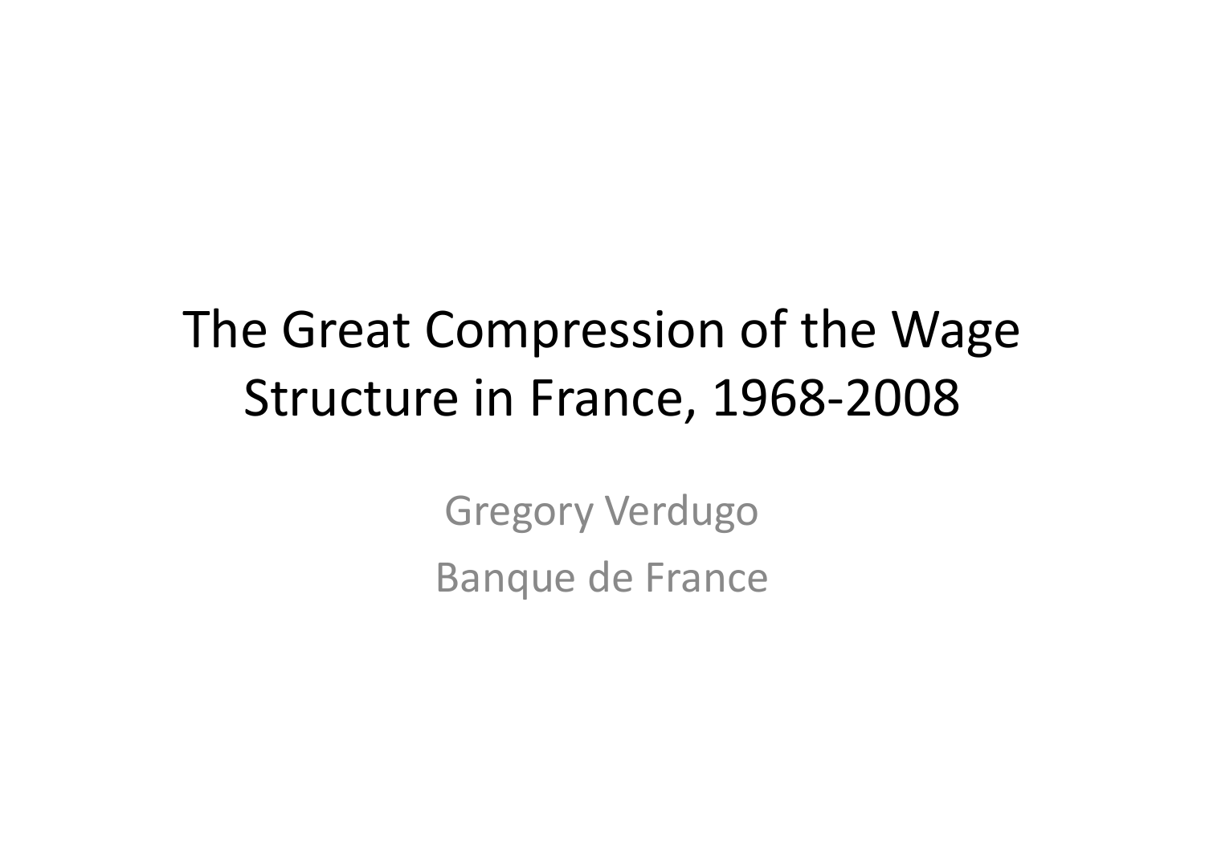# The Great Compression of the Wage Structure in France, 1968-2008

Gregory Verdugo

Banque de France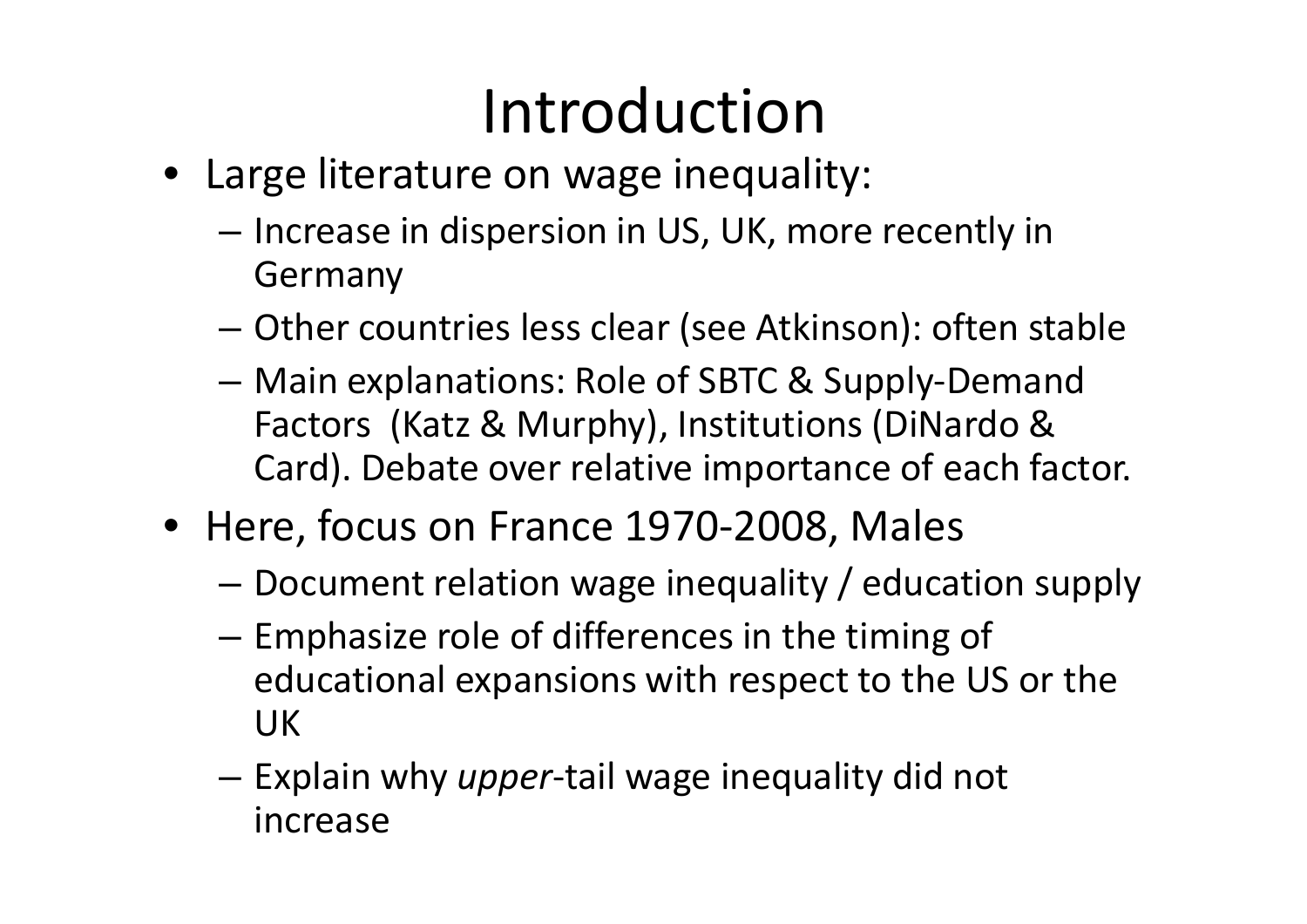# Introduction

- Large literature on wage inequality:
  - Increase in dispersion in US, UK, more recently in Germany
  - Other countries less clear (see Atkinson): often stable
  - Main explanations: Role of SBTC & Supply-Demand Factors (Katz & Murphy), Institutions (DiNardo & Card). Debate over relative importance of each factor.
- Here, focus on France 1970-2008, Males
  - Document relation wage inequality / education supply
  - Emphasize role of differences in the timing of educational expansions with respect to the US or the UK
  - Explain why *upper*-tail wage inequality did not increase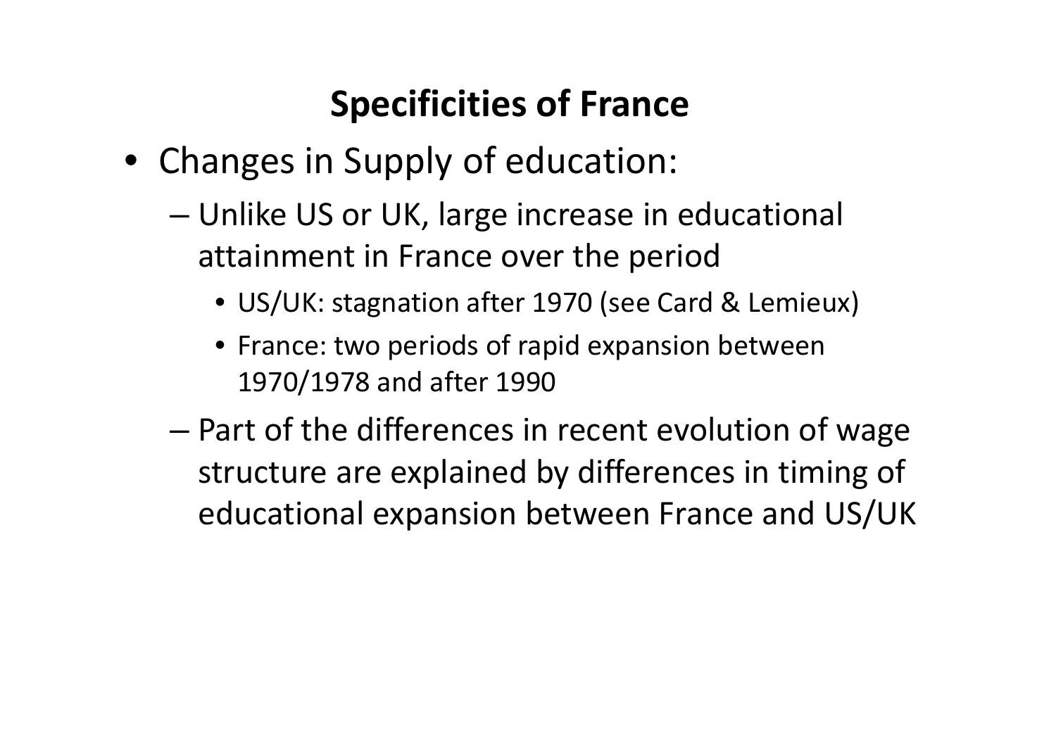# Specificities of France

- Changes in Supply of education:
  - Unlike US or UK, large increase in educational attainment in France over the period
    - US/UK: stagnation after 1970 (see Card & Lemieux)
    - France: two periods of rapid expansion between 1970/1978 and after 1990
  - Part of the differences in recent evolution of wage structure are explained by differences in timing of educational expansion between France and US/UK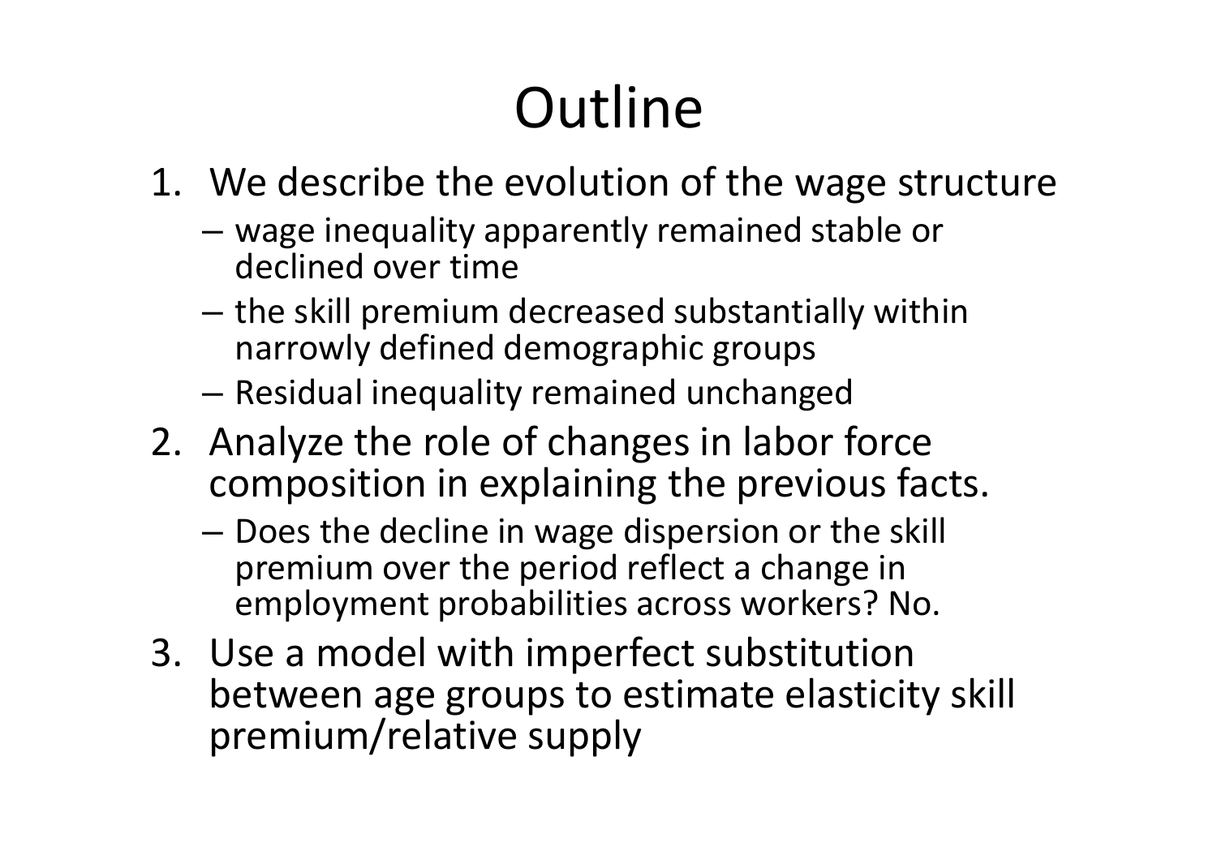# Outline

1. We describe the evolution of the wage structure
   - wage inequality apparently remained stable or declined over time
   - the skill premium decreased substantially within narrowly defined demographic groups
   - Residual inequality remained unchanged
2. Analyze the role of changes in labor force composition in explaining the previous facts.
   - Does the decline in wage dispersion or the skill premium over the period reflect a change in employment probabilities across workers? No.
3. Use a model with imperfect substitution between age groups to estimate elasticity skill premium/relative supply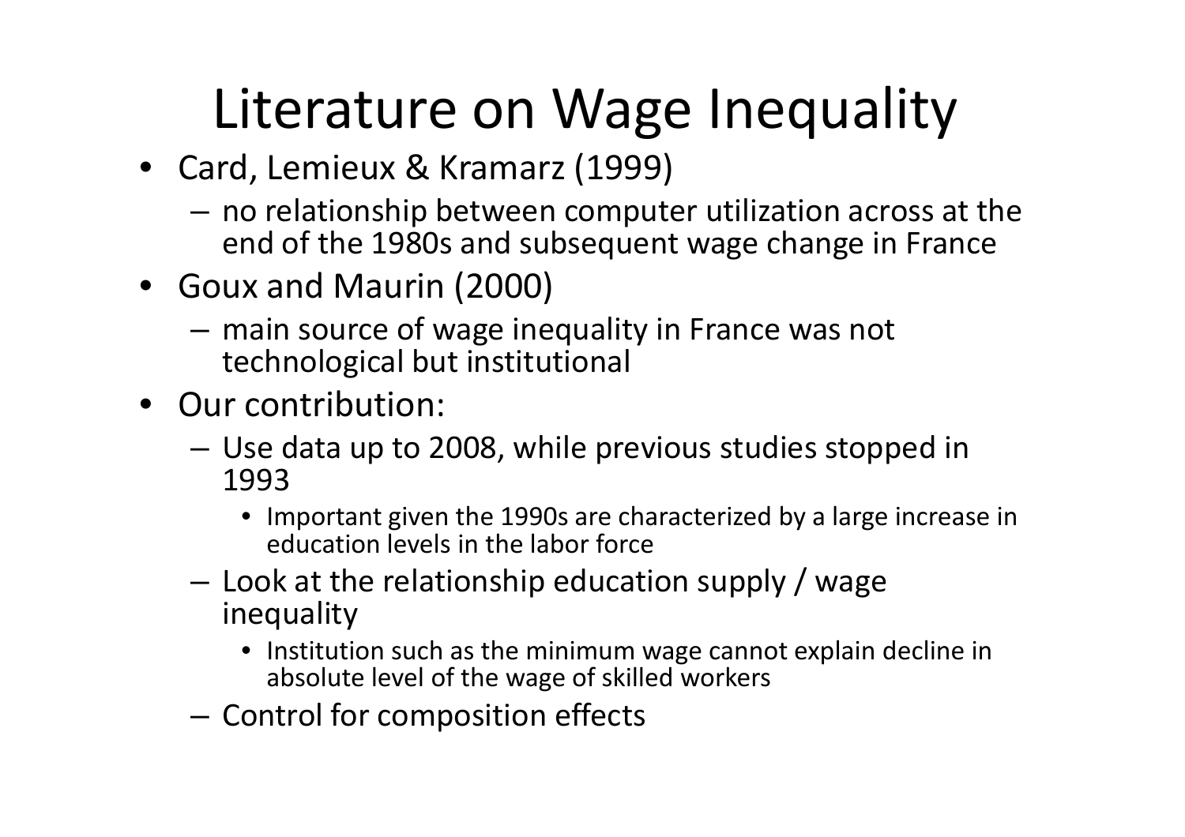# Literature on Wage Inequality

- Card, Lemieux & Kramarz (1999)
  - no relationship between computer utilization across at the end of the 1980s and subsequent wage change in France
- Goux and Maurin (2000)
  - main source of wage inequality in France was not technological but institutional
- Our contribution:
  - Use data up to 2008, while previous studies stopped in 1993
    - Important given the 1990s are characterized by a large increase in education levels in the labor force
  - Look at the relationship education supply / wage inequality
    - Institution such as the minimum wage cannot explain decline in absolute level of the wage of skilled workers
  - Control for composition effects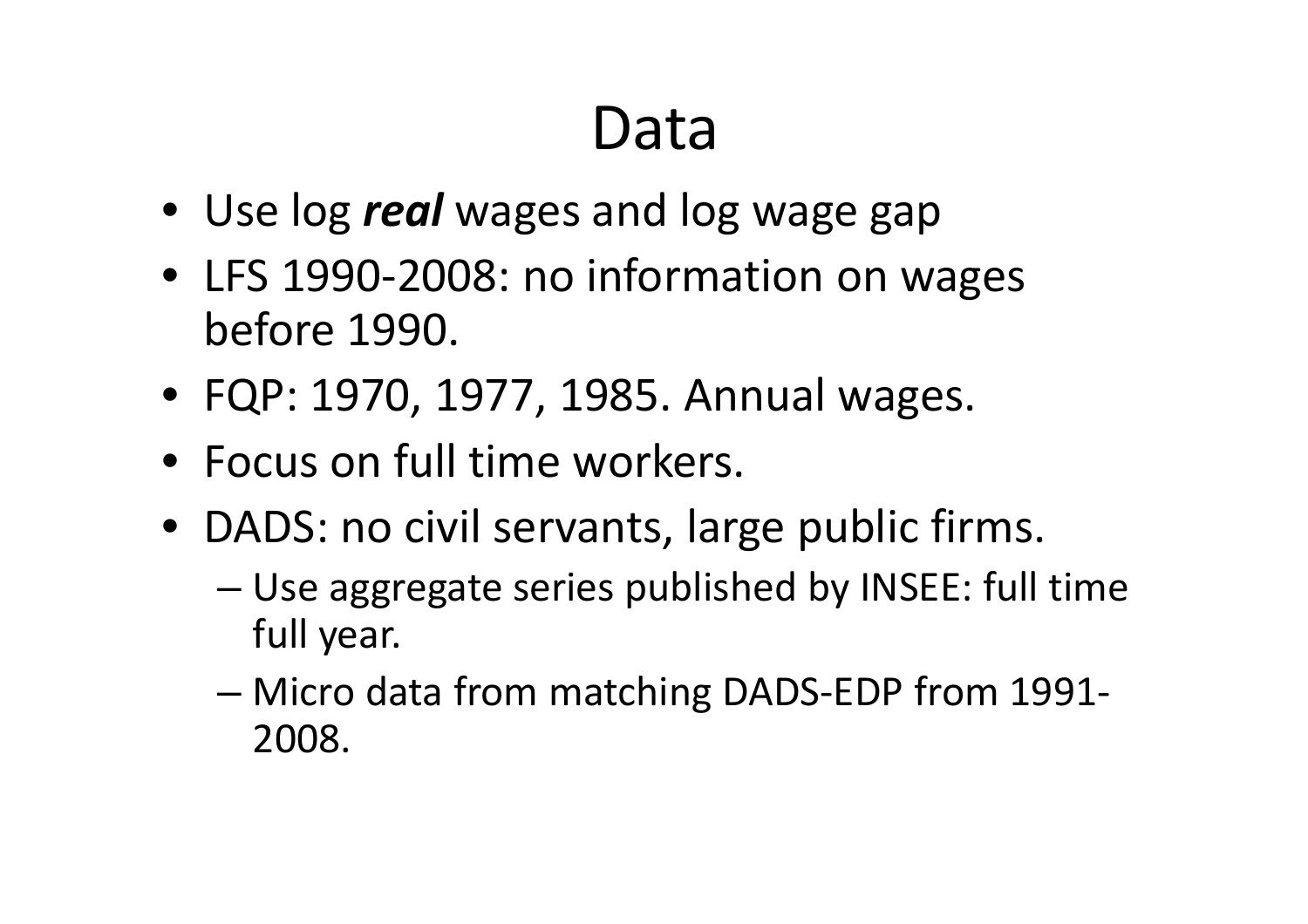# Data

- Use log ***real*** wages and log wage gap
- LFS 1990-2008: no information on wages before 1990.
- FQP: 1970, 1977, 1985. Annual wages.
- Focus on full time workers.
- DADS: no civil servants, large public firms.
  - Use aggregate series published by INSEE: full time full year.
  - Micro data from matching DADS-EDP from 1991-2008.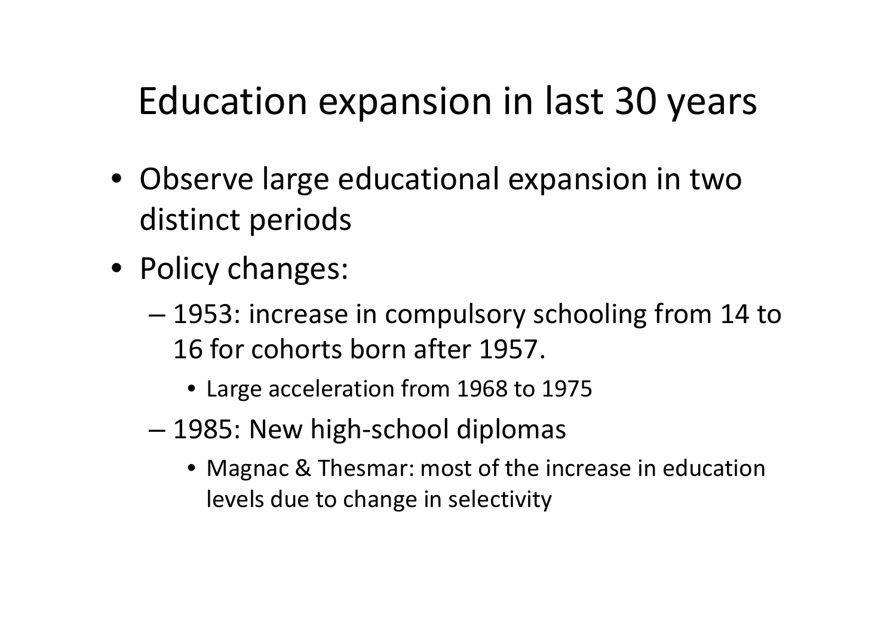# Education expansion in last 30 years

- Observe large educational expansion in two distinct periods
- Policy changes:
  - 1953: increase in compulsory schooling from 14 to 16 for cohorts born after 1957.
    - Large acceleration from 1968 to 1975
  - 1985: New high-school diplomas
    - Magnac & Thesmar: most of the increase in education levels due to change in selectivity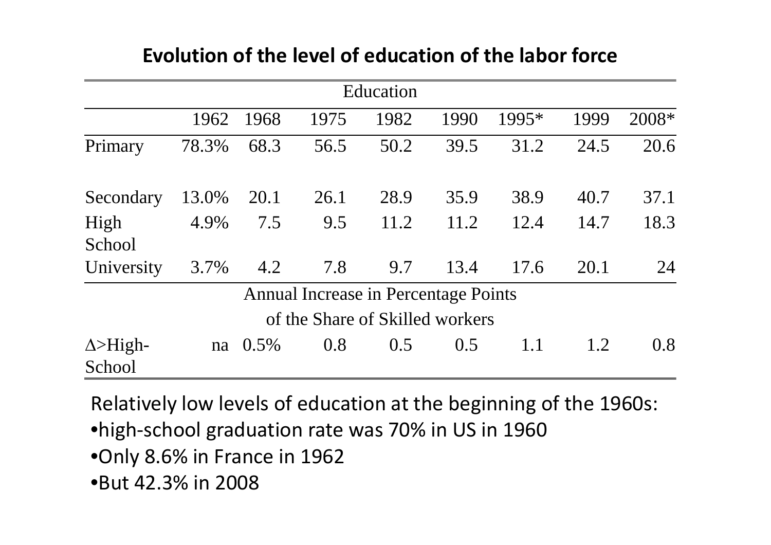## Evolution of the level of education of the labor force

| Education | | | | | | | | |
|---|---|---|---|---|---|---|---|---|
| | 1962 | 1968 | 1975 | 1982 | 1990 | 1995* | 1999 | 2008* |
| Primary | 78.3% | 68.3 | 56.5 | 50.2 | 39.5 | 31.2 | 24.5 | 20.6 |
| Secondary | 13.0% | 20.1 | 26.1 | 28.9 | 35.9 | 38.9 | 40.7 | 37.1 |
| High School | 4.9% | 7.5 | 9.5 | 11.2 | 11.2 | 12.4 | 14.7 | 18.3 |
| University | 3.7% | 4.2 | 7.8 | 9.7 | 13.4 | 17.6 | 20.1 | 24 |
| Annual Increase in Percentage Points of the Share of Skilled workers | | | | | | | | |
| $\Delta$>High-School | na | 0.5% | 0.8 | 0.5 | 0.5 | 1.1 | 1.2 | 0.8 |

Relatively low levels of education at the beginning of the 1960s:

- high-school graduation rate was 70% in US in 1960
- Only 8.6% in France in 1962
- But 42.3% in 2008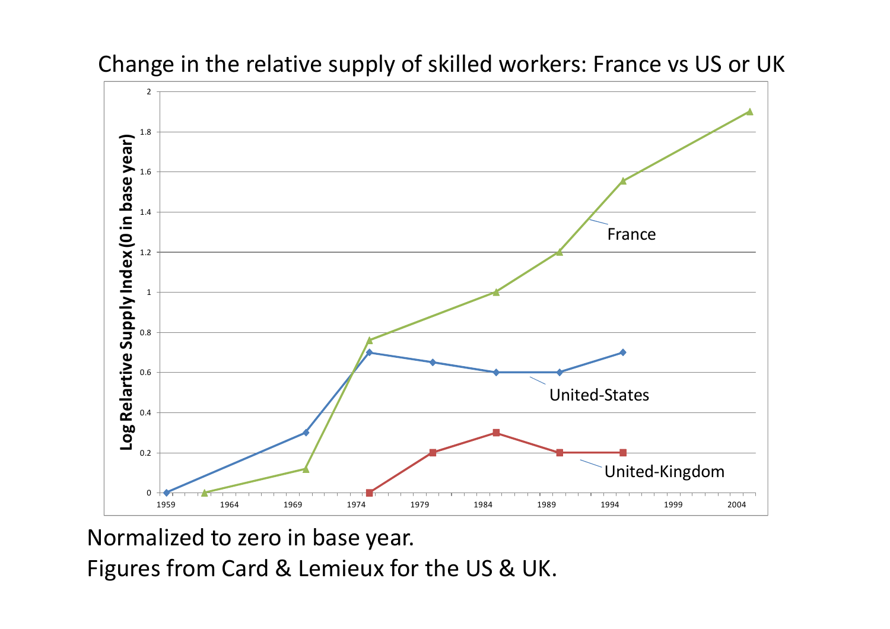Change in the relative supply of skilled workers: France vs US or UK

Normalized to zero in base year.

Figures from Card & Lemieux for the US & UK.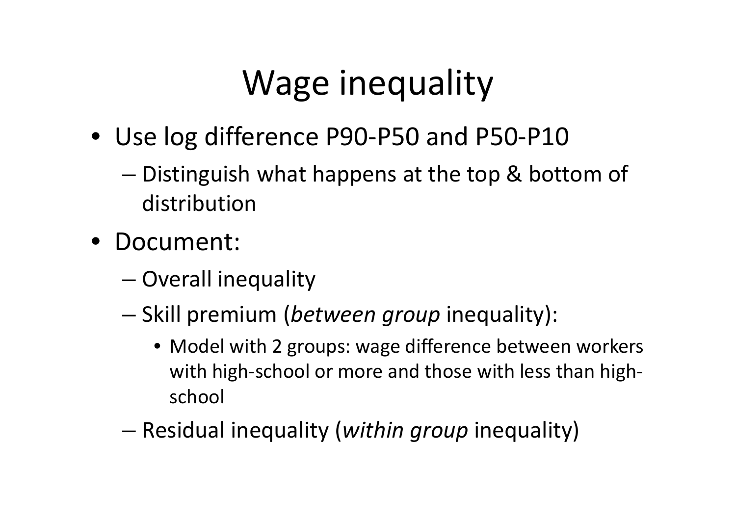# Wage inequality

- Use log difference P90-P50 and P50-P10
  - Distinguish what happens at the top & bottom of distribution
- Document:
  - Overall inequality
  - Skill premium (*between group* inequality):
    - Model with 2 groups: wage difference between workers with high-school or more and those with less than high-school
  - Residual inequality (*within group* inequality)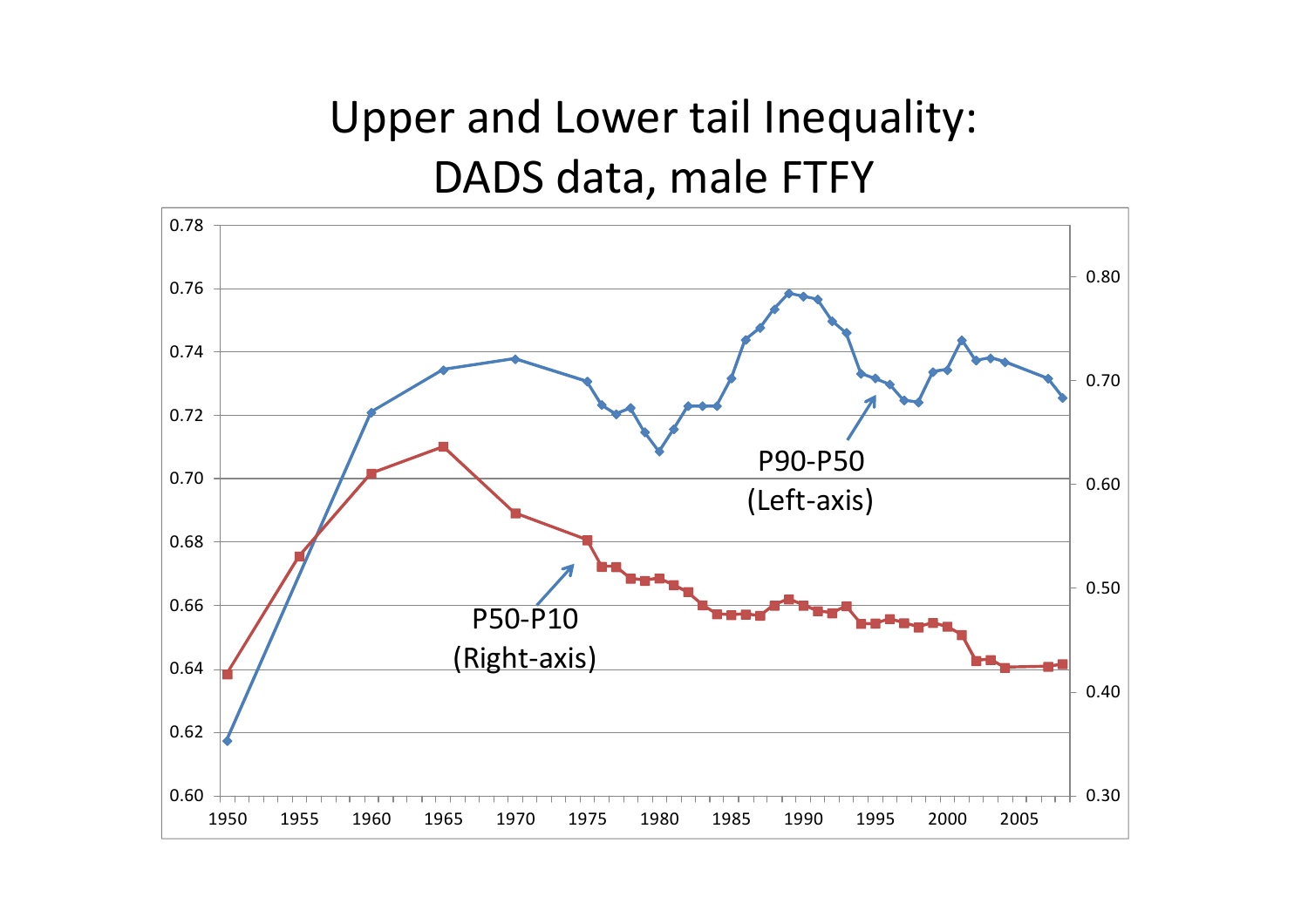# Upper and Lower tail Inequality: DADS data, male FTFY

P90-P50 (Left-axis)

P50-P10 (Right-axis)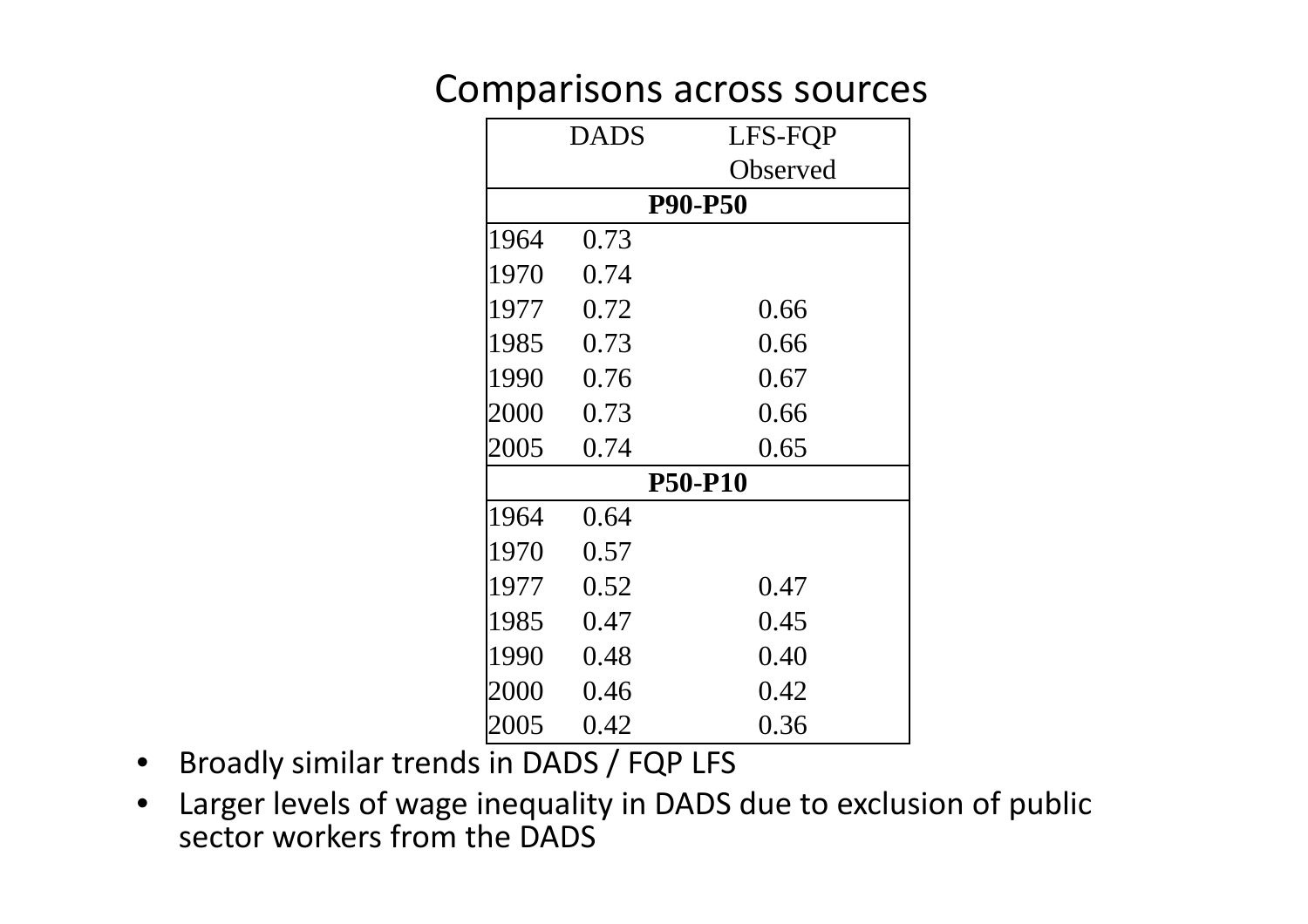# Comparisons across sources

| | DADS | LFS-FQP Observed |
|---|---|---|
| **P90-P50** | | |
| 1964 | 0.73 | |
| 1970 | 0.74 | |
| 1977 | 0.72 | 0.66 |
| 1985 | 0.73 | 0.66 |
| 1990 | 0.76 | 0.67 |
| 2000 | 0.73 | 0.66 |
| 2005 | 0.74 | 0.65 |
| **P50-P10** | | |
| 1964 | 0.64 | |
| 1970 | 0.57 | |
| 1977 | 0.52 | 0.47 |
| 1985 | 0.47 | 0.45 |
| 1990 | 0.48 | 0.40 |
| 2000 | 0.46 | 0.42 |
| 2005 | 0.42 | 0.36 |

- Broadly similar trends in DADS / FQP LFS
- Larger levels of wage inequality in DADS due to exclusion of public sector workers from the DADS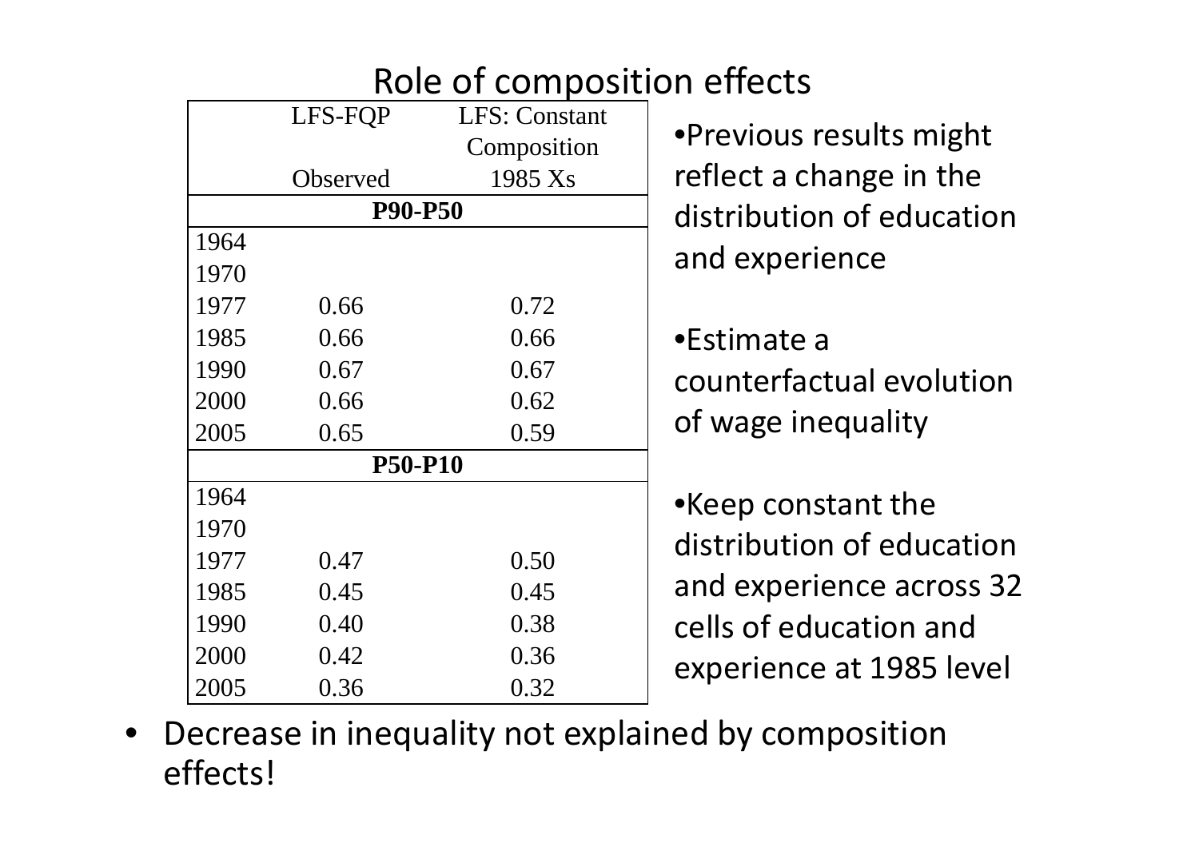# Role of composition effects

| | LFS-FQP<br>Observed | LFS: Constant Composition<br>1985 Xs |
|---|---|---|
| **P90-P50** | | |
| 1964 | | |
| 1970 | | |
| 1977 | 0.66 | 0.72 |
| 1985 | 0.66 | 0.66 |
| 1990 | 0.67 | 0.67 |
| 2000 | 0.66 | 0.62 |
| 2005 | 0.65 | 0.59 |
| **P50-P10** | | |
| 1964 | | |
| 1970 | | |
| 1977 | 0.47 | 0.50 |
| 1985 | 0.45 | 0.45 |
| 1990 | 0.40 | 0.38 |
| 2000 | 0.42 | 0.36 |
| 2005 | 0.36 | 0.32 |

- Previous results might reflect a change in the distribution of education and experience
- Estimate a counterfactual evolution of wage inequality
- Keep constant the distribution of education and experience across 32 cells of education and experience at 1985 level

- Decrease in inequality not explained by composition effects!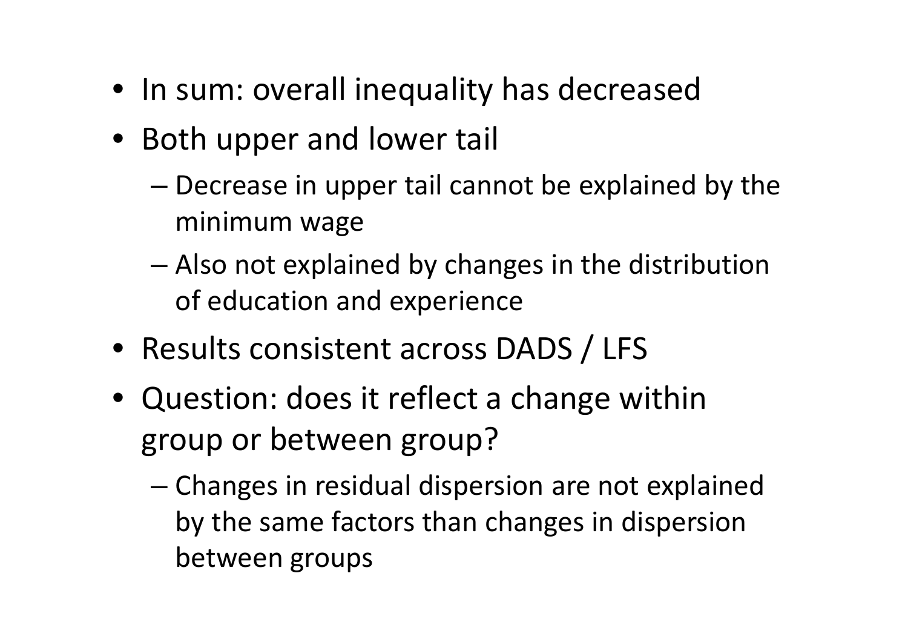- In sum: overall inequality has decreased
- Both upper and lower tail
  - Decrease in upper tail cannot be explained by the minimum wage
  - Also not explained by changes in the distribution of education and experience
- Results consistent across DADS / LFS
- Question: does it reflect a change within group or between group?
  - Changes in residual dispersion are not explained by the same factors than changes in dispersion between groups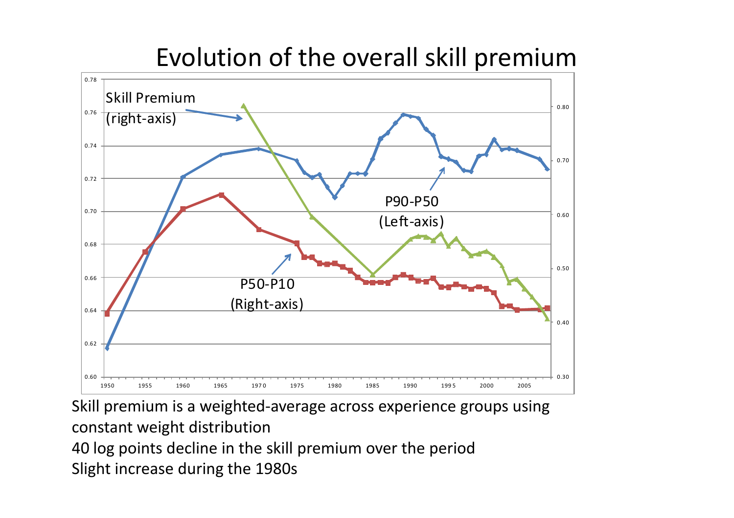# Evolution of the overall skill premium

Skill premium is a weighted-average across experience groups using constant weight distribution

40 log points decline in the skill premium over the period

Slight increase during the 1980s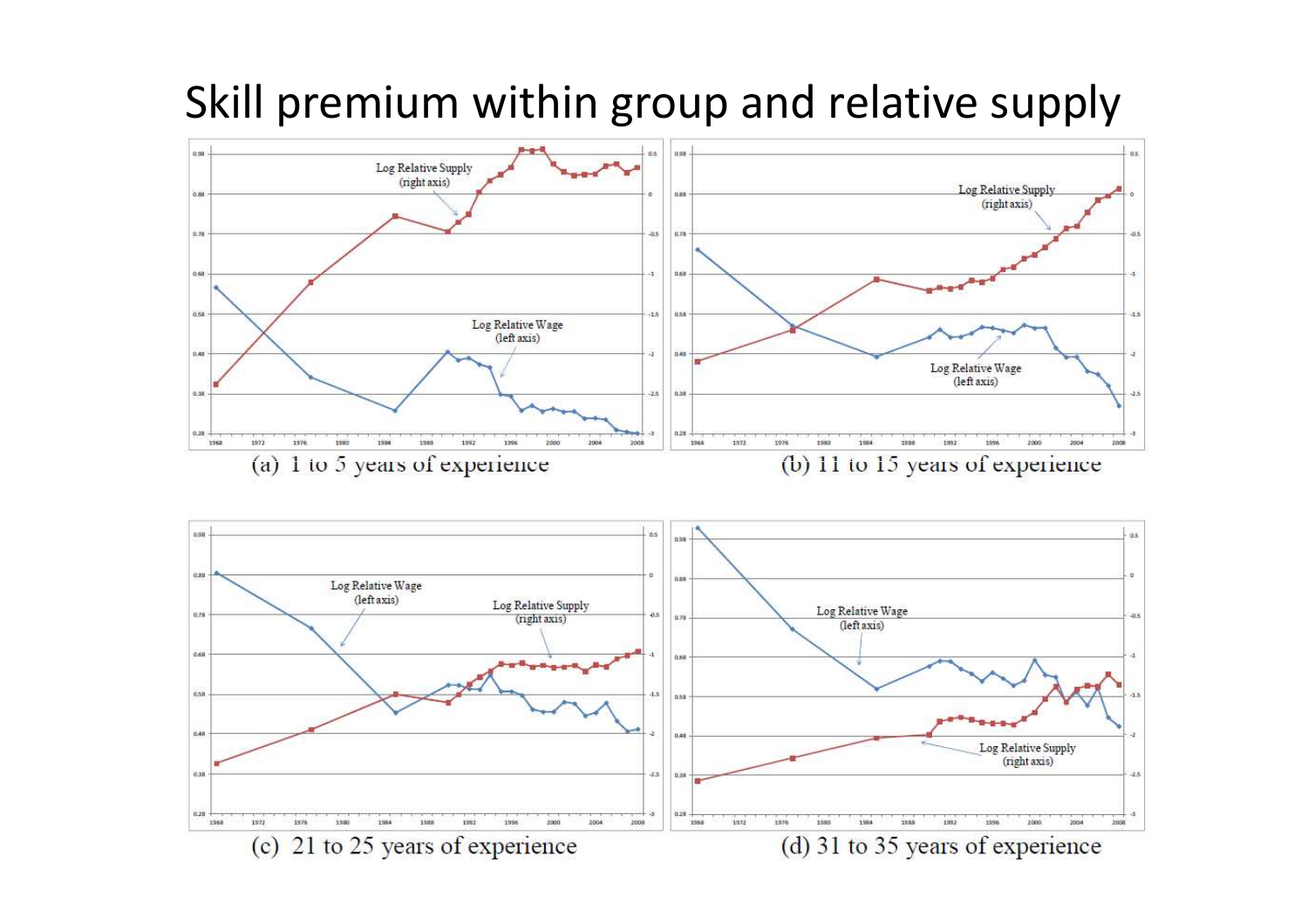# Skill premium within group and relative supply

(a) 1 to 5 years of experience

(b) 11 to 15 years of experience

(c) 21 to 25 years of experience

(d) 31 to 35 years of experience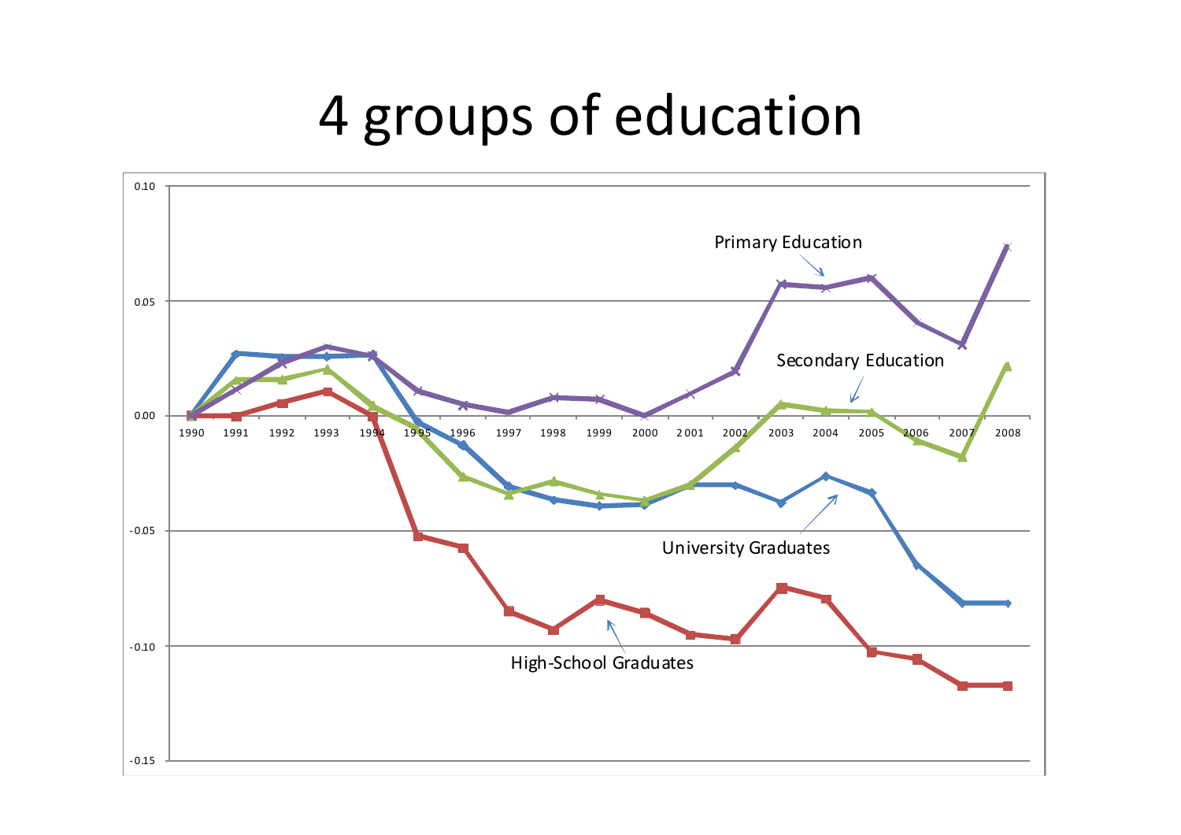# 4 groups of education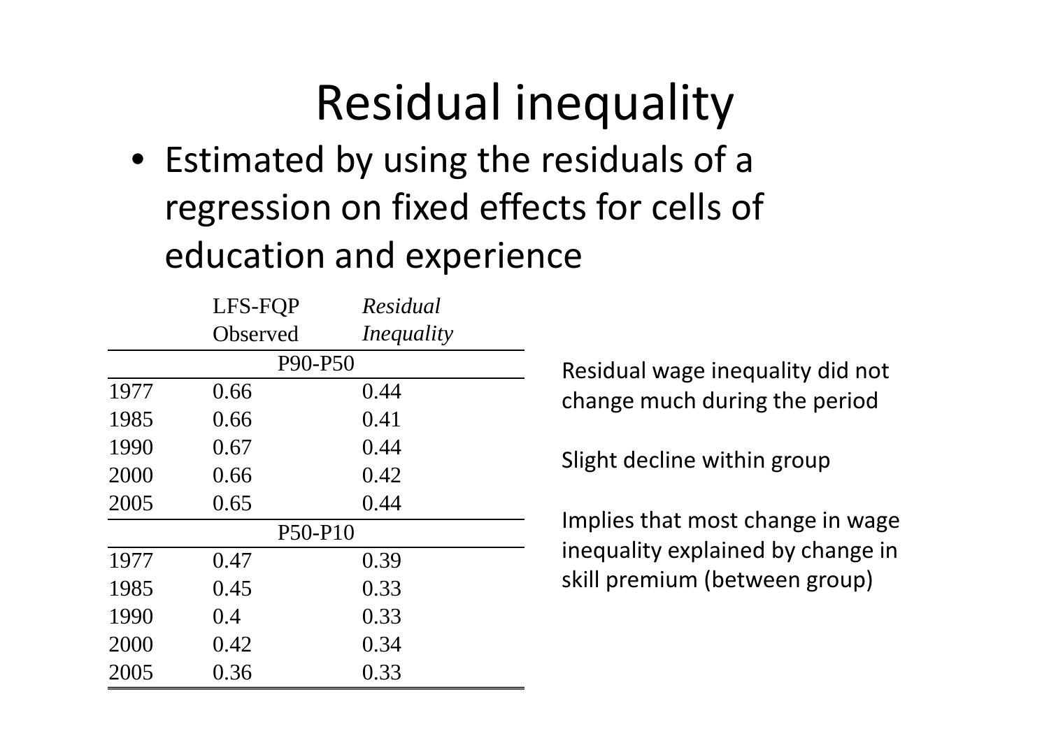# Residual inequality

- Estimated by using the residuals of a regression on fixed effects for cells of education and experience

| | LFS-FQP Observed | *Residual Inequality* |
|---|---|---|
| | P90-P50 | |
| 1977 | 0.66 | 0.44 |
| 1985 | 0.66 | 0.41 |
| 1990 | 0.67 | 0.44 |
| 2000 | 0.66 | 0.42 |
| 2005 | 0.65 | 0.44 |
| | P50-P10 | |
| 1977 | 0.47 | 0.39 |
| 1985 | 0.45 | 0.33 |
| 1990 | 0.4 | 0.33 |
| 2000 | 0.42 | 0.34 |
| 2005 | 0.36 | 0.33 |

Residual wage inequality did not change much during the period

Slight decline within group

Implies that most change in wage inequality explained by change in skill premium (between group)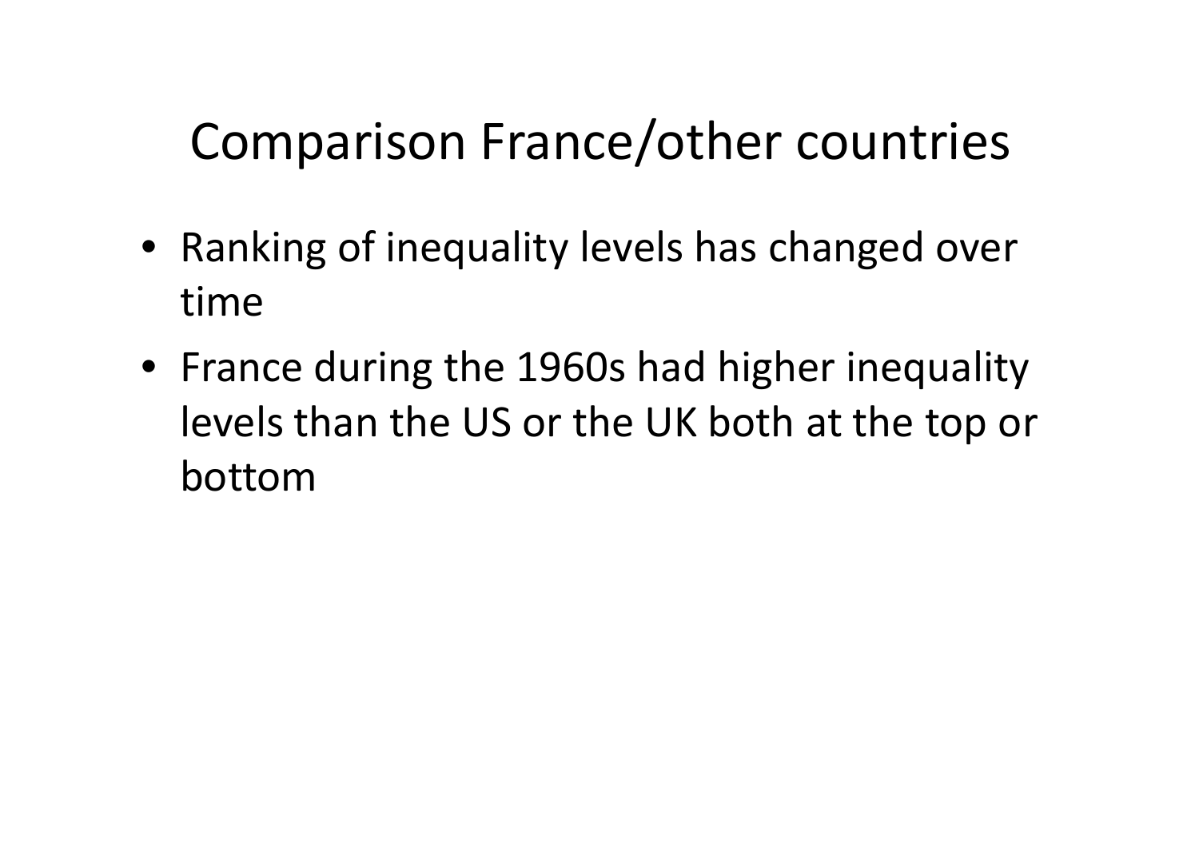# Comparison France/other countries

- Ranking of inequality levels has changed over time
- France during the 1960s had higher inequality levels than the US or the UK both at the top or bottom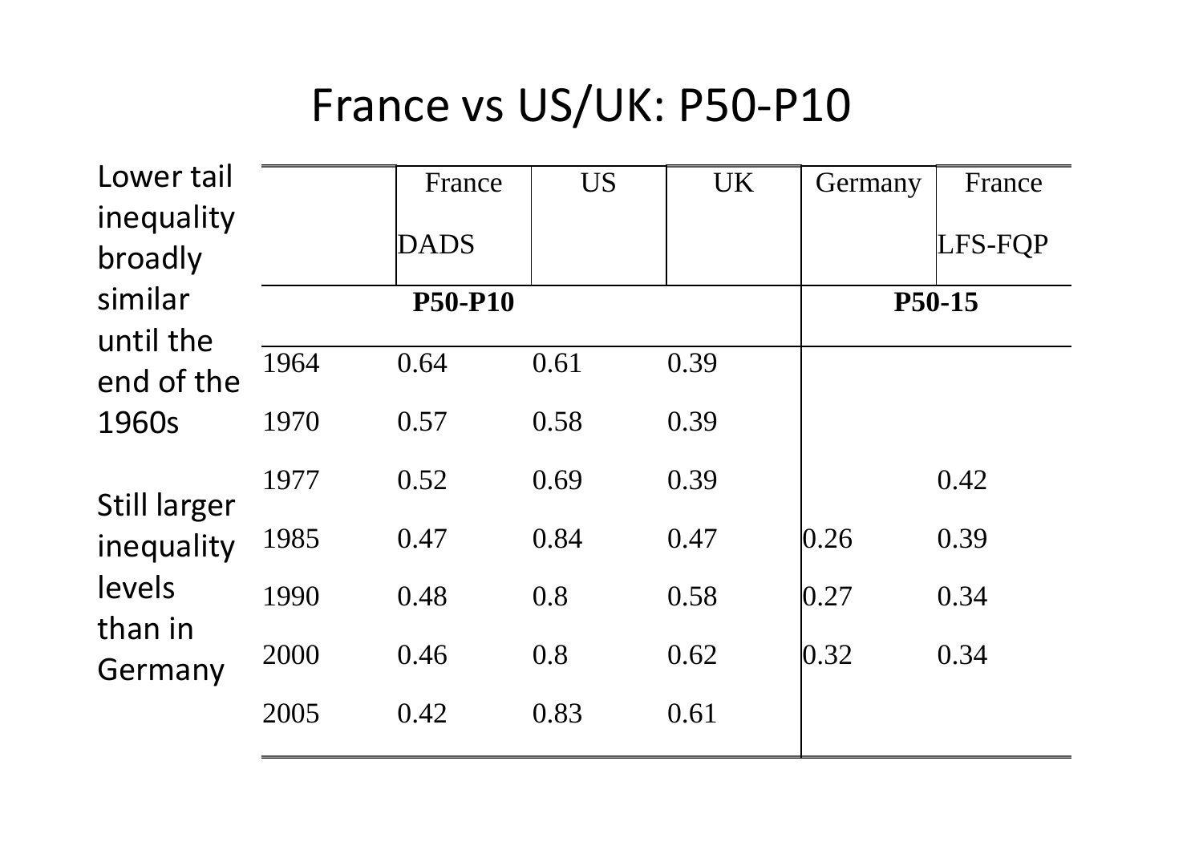# France vs US/UK: P50-P10

Lower tail inequality broadly similar until the end of the 1960s

Still larger inequality levels than in Germany

| | France DADS | US | UK | Germany | France LFS-FQP |
|---|---|---|---|---|---|
| | **P50-P10** | | | **P50-15** | |
| 1964 | 0.64 | 0.61 | 0.39 | | |
| 1970 | 0.57 | 0.58 | 0.39 | | |
| 1977 | 0.52 | 0.69 | 0.39 | | 0.42 |
| 1985 | 0.47 | 0.84 | 0.47 | 0.26 | 0.39 |
| 1990 | 0.48 | 0.8 | 0.58 | 0.27 | 0.34 |
| 2000 | 0.46 | 0.8 | 0.62 | 0.32 | 0.34 |
| 2005 | 0.42 | 0.83 | 0.61 | | |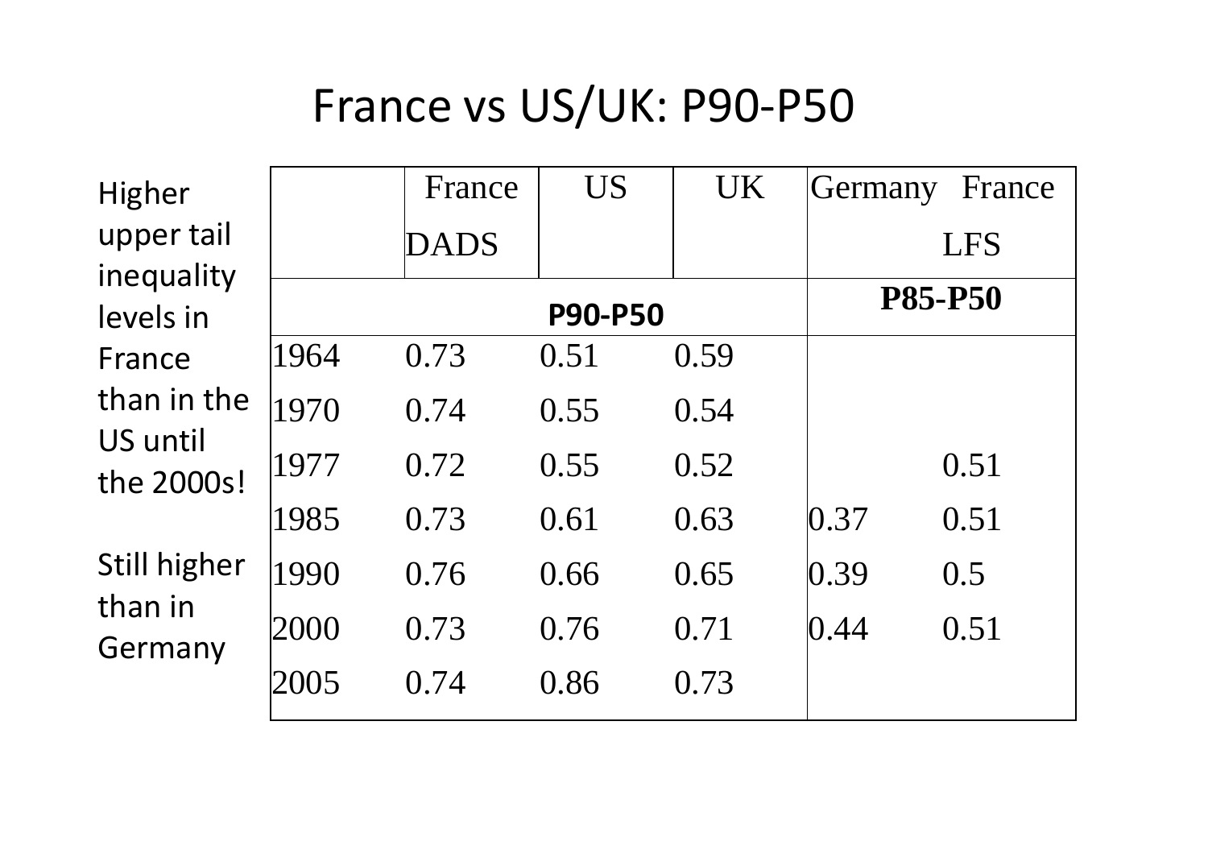# France vs US/UK: P90-P50

Higher upper tail inequality levels in France than in the US until the 2000s!

Still higher than in Germany

| | France DADS | US | UK | Germany | France LFS |
|---|---|---|---|---|---|
| | **P90-P50** | | | **P85-P50** | |
| 1964 | 0.73 | 0.51 | 0.59 | | |
| 1970 | 0.74 | 0.55 | 0.54 | | |
| 1977 | 0.72 | 0.55 | 0.52 | | 0.51 |
| 1985 | 0.73 | 0.61 | 0.63 | 0.37 | 0.51 |
| 1990 | 0.76 | 0.66 | 0.65 | 0.39 | 0.5 |
| 2000 | 0.73 | 0.76 | 0.71 | 0.44 | 0.51 |
| 2005 | 0.74 | 0.86 | 0.73 | | |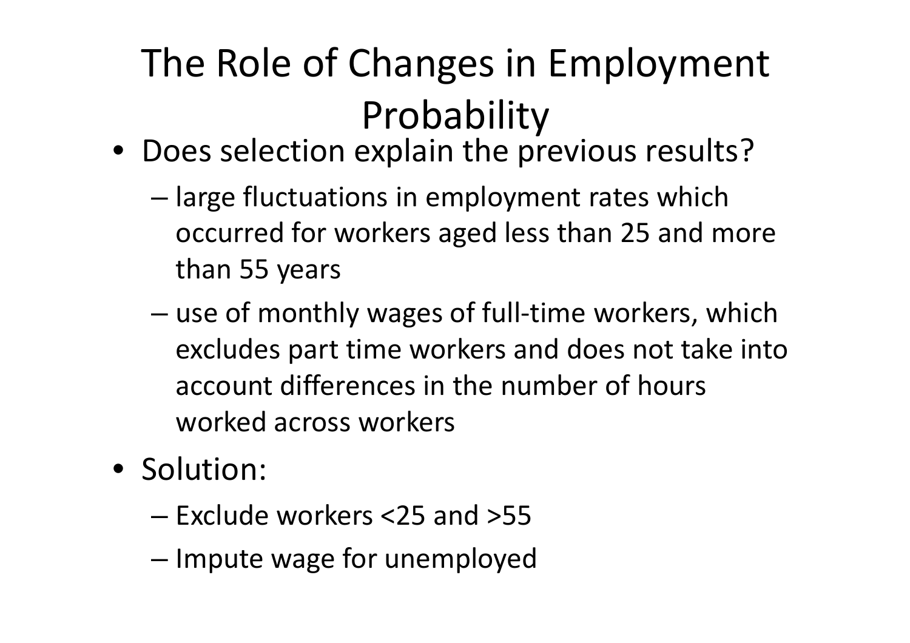# The Role of Changes in Employment Probability

- Does selection explain the previous results?
  - large fluctuations in employment rates which occurred for workers aged less than 25 and more than 55 years
  - use of monthly wages of full-time workers, which excludes part time workers and does not take into account differences in the number of hours worked across workers
- Solution:
  - Exclude workers <25 and >55
  - Impute wage for unemployed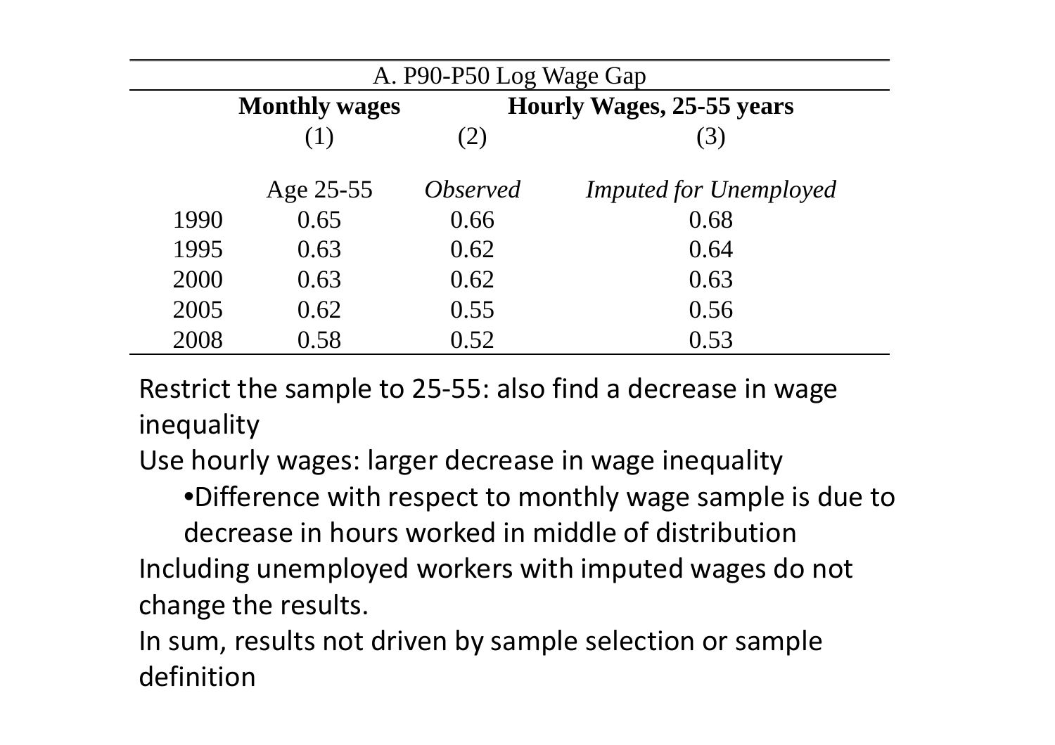| A. P90-P50 Log Wage Gap | | | |
|---|---|---|---|
| | **Monthly wages** | **Hourly Wages, 25-55 years** | |
| | (1) | (2) | (3) |
| | Age 25-55 | *Observed* | *Imputed for Unemployed* |
| 1990 | 0.65 | 0.66 | 0.68 |
| 1995 | 0.63 | 0.62 | 0.64 |
| 2000 | 0.63 | 0.62 | 0.63 |
| 2005 | 0.62 | 0.55 | 0.56 |
| 2008 | 0.58 | 0.52 | 0.53 |

Restrict the sample to 25-55: also find a decrease in wage inequality

Use hourly wages: larger decrease in wage inequality

- Difference with respect to monthly wage sample is due to decrease in hours worked in middle of distribution

Including unemployed workers with imputed wages do not change the results.

In sum, results not driven by sample selection or sample definition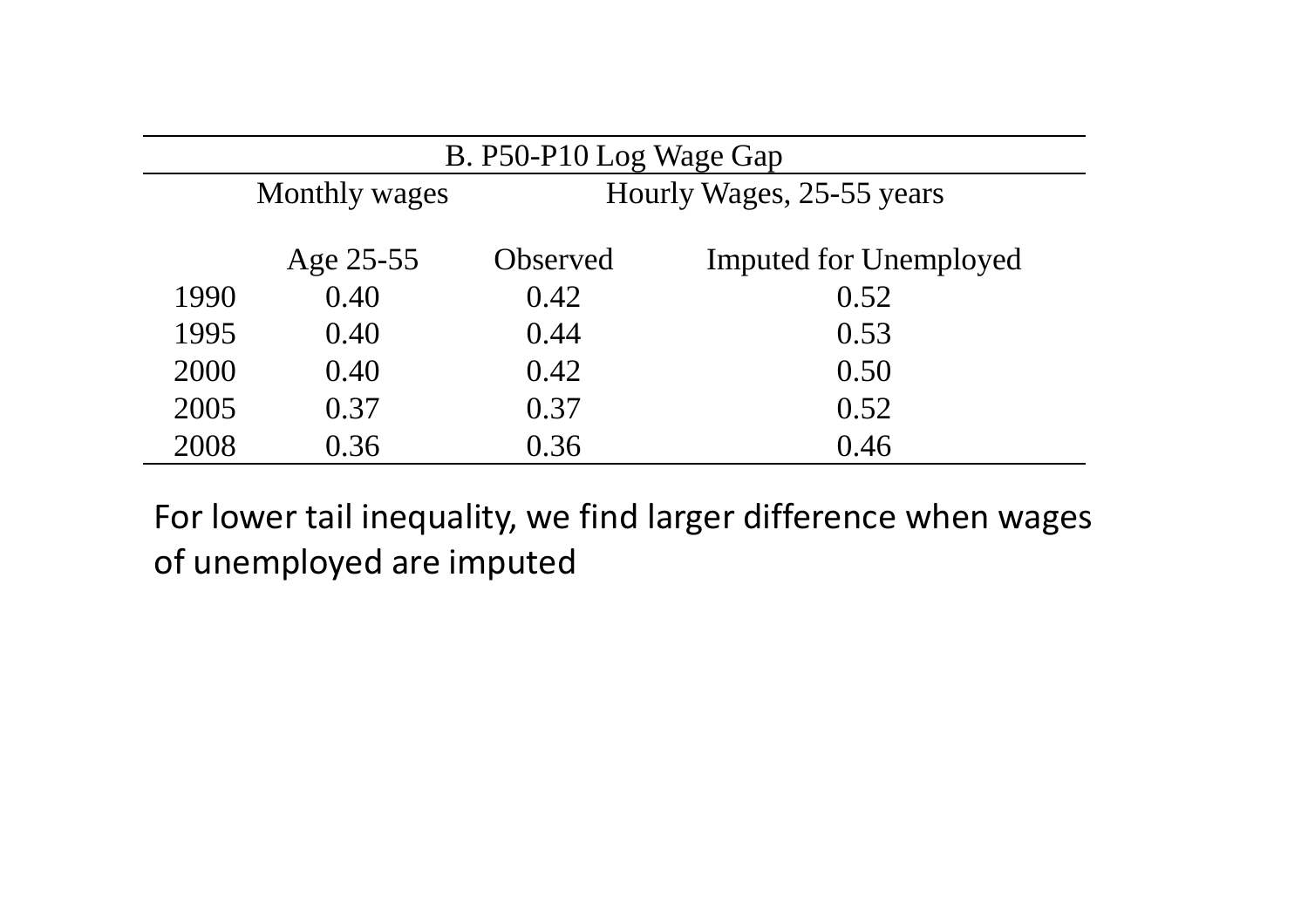| B. P50-P10 Log Wage Gap | | | |
|---|---|---|---|
| | Monthly wages | Hourly Wages, 25-55 years | |
| | Age 25-55 | Observed | Imputed for Unemployed |
| 1990 | 0.40 | 0.42 | 0.52 |
| 1995 | 0.40 | 0.44 | 0.53 |
| 2000 | 0.40 | 0.42 | 0.50 |
| 2005 | 0.37 | 0.37 | 0.52 |
| 2008 | 0.36 | 0.36 | 0.46 |

For lower tail inequality, we find larger difference when wages of unemployed are imputed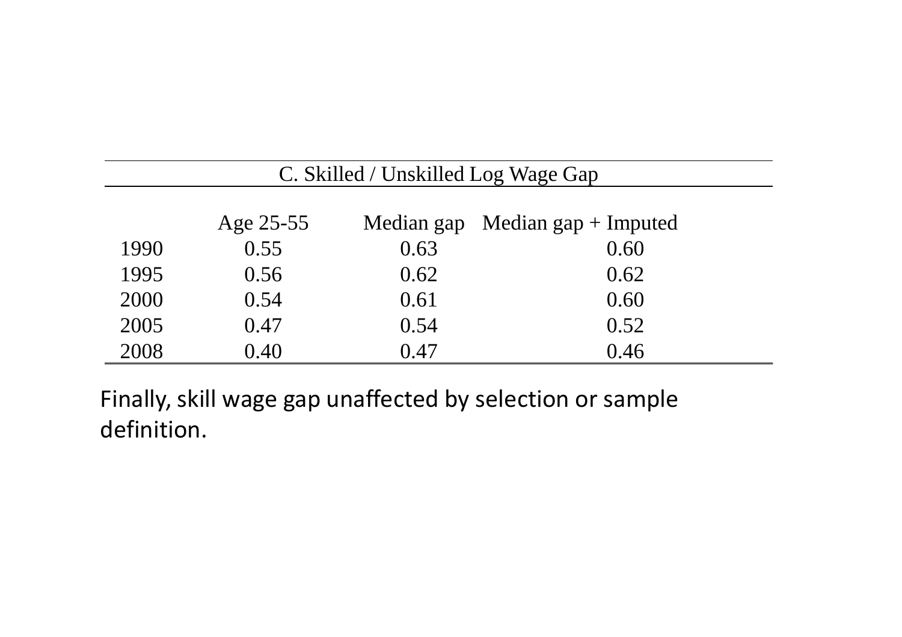| C. Skilled / Unskilled Log Wage Gap | | | |
|---|---|---|---|
| | Age 25-55 | Median gap | Median gap + Imputed |
| 1990 | 0.55 | 0.63 | 0.60 |
| 1995 | 0.56 | 0.62 | 0.62 |
| 2000 | 0.54 | 0.61 | 0.60 |
| 2005 | 0.47 | 0.54 | 0.52 |
| 2008 | 0.40 | 0.47 | 0.46 |

Finally, skill wage gap unaffected by selection or sample definition.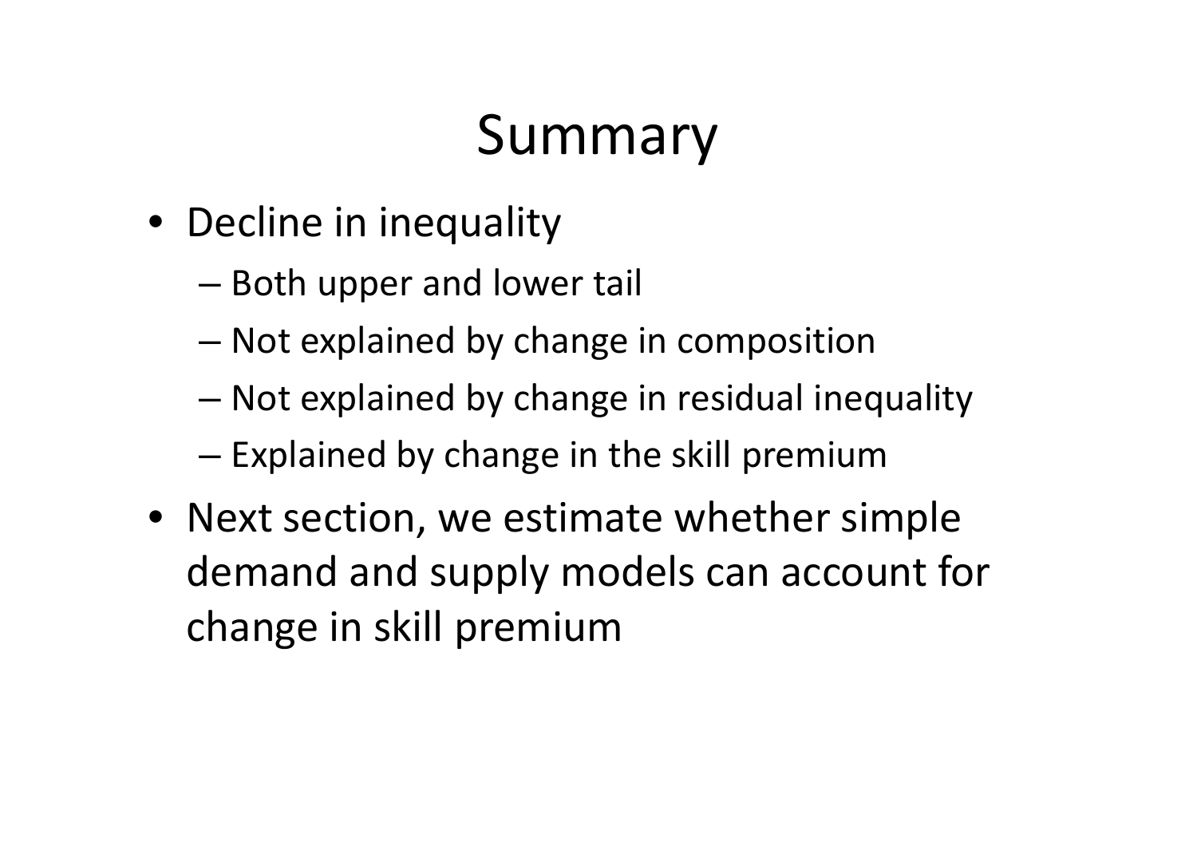# Summary

- Decline in inequality
  - Both upper and lower tail
  - Not explained by change in composition
  - Not explained by change in residual inequality
  - Explained by change in the skill premium
- Next section, we estimate whether simple demand and supply models can account for change in skill premium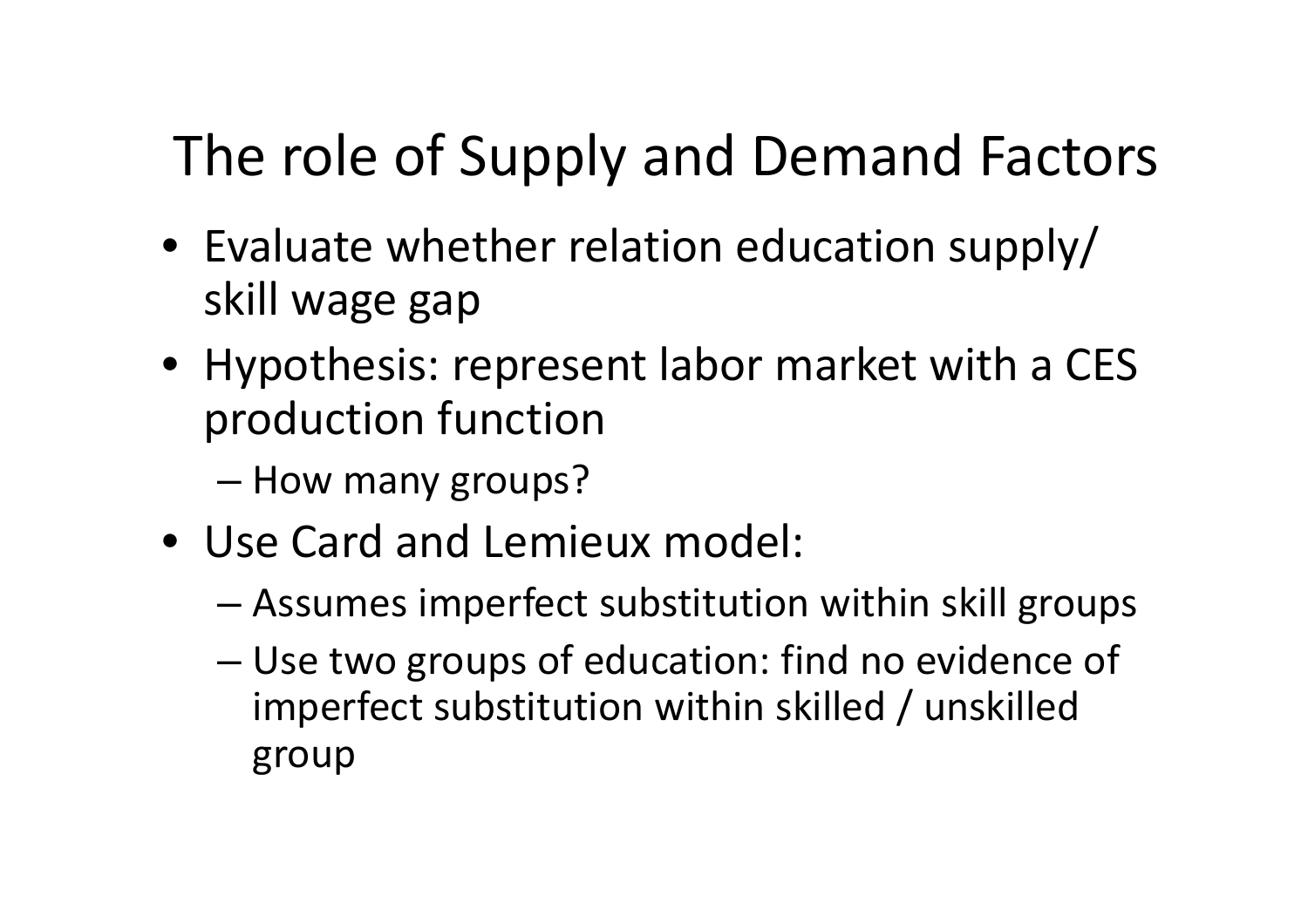# The role of Supply and Demand Factors

- Evaluate whether relation education supply/ skill wage gap
- Hypothesis: represent labor market with a CES production function
  - How many groups?
- Use Card and Lemieux model:
  - Assumes imperfect substitution within skill groups
  - Use two groups of education: find no evidence of imperfect substitution within skilled / unskilled group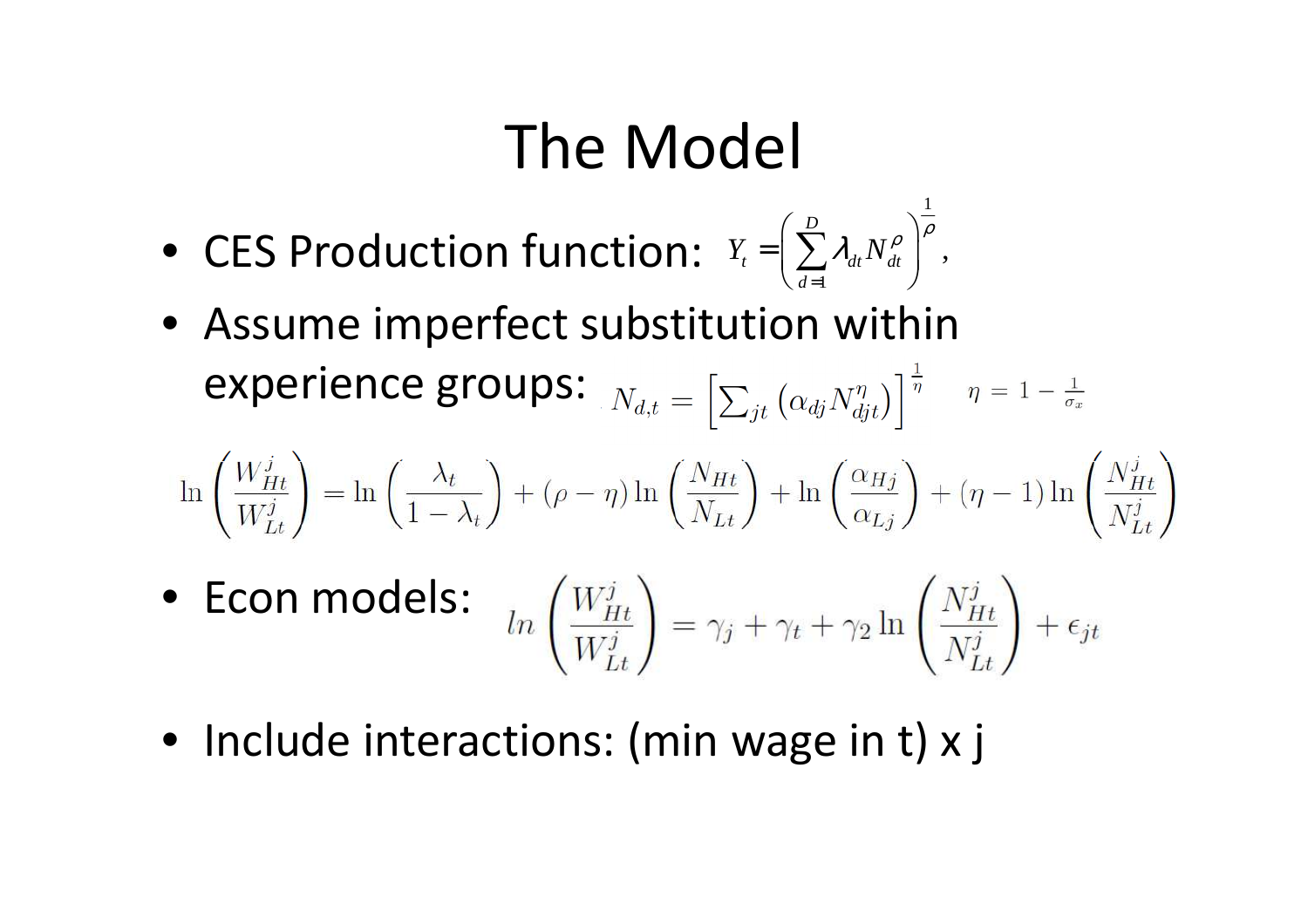# The Model

- CES Production function: $Y_t = \left( \sum_{d=1}^{D} \lambda_{dt} N_{dt}^{\rho} \right)^{\frac{1}{\rho}},$
- Assume imperfect substitution within experience groups: $N_{d,t} = \left[ \sum_{jt} \left( \alpha_{dj} N_{djt}^{\eta} \right) \right]^{\frac{1}{\eta}} \quad \eta = 1 - \frac{1}{\sigma_x}$

$$\ln \left( \frac{W_{Ht}^{j}}{W_{Lt}^{j}} \right) = \ln \left( \frac{\lambda_t}{1 - \lambda_t} \right) + (\rho - \eta) \ln \left( \frac{N_{Ht}}{N_{Lt}} \right) + \ln \left( \frac{\alpha_{Hj}}{\alpha_{Lj}} \right) + (\eta - 1) \ln \left( \frac{N_{Ht}^{j}}{N_{Lt}^{j}} \right)$$

- Econ models: $ln \left( \frac{W_{Ht}^{j}}{W_{Lt}^{j}} \right) = \gamma_j + \gamma_t + \gamma_2 \ln \left( \frac{N_{Ht}^{j}}{N_{Lt}^{j}} \right) + \epsilon_{jt}$

- Include interactions: (min wage in t) x j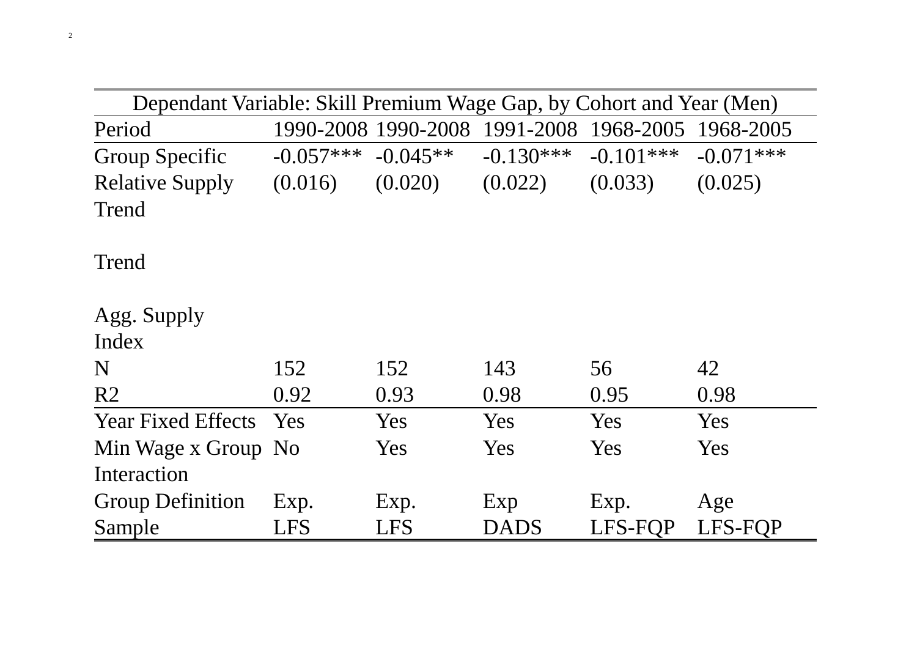| Dependant Variable: Skill Premium Wage Gap, by Cohort and Year (Men) | | | | | |
|---|---|---|---|---|---|
| Period | 1990-2008 | 1990-2008 | 1991-2008 | 1968-2005 | 1968-2005 |
| Group Specific Relative Supply Trend | -0.057*** (0.016) | -0.045** (0.020) | -0.130*** (0.022) | -0.101*** (0.033) | -0.071*** (0.025) |
| Trend | | | | | |
| Agg. Supply Index | | | | | |
| N | 152 | 152 | 143 | 56 | 42 |
| R2 | 0.92 | 0.93 | 0.98 | 0.95 | 0.98 |
| Year Fixed Effects | Yes | Yes | Yes | Yes | Yes |
| Min Wage x Group Interaction | No | Yes | Yes | Yes | Yes |
| Group Definition | Exp. | Exp. | Exp | Exp. | Age |
| Sample | LFS | LFS | DADS | LFS-FQP | LFS-FQP |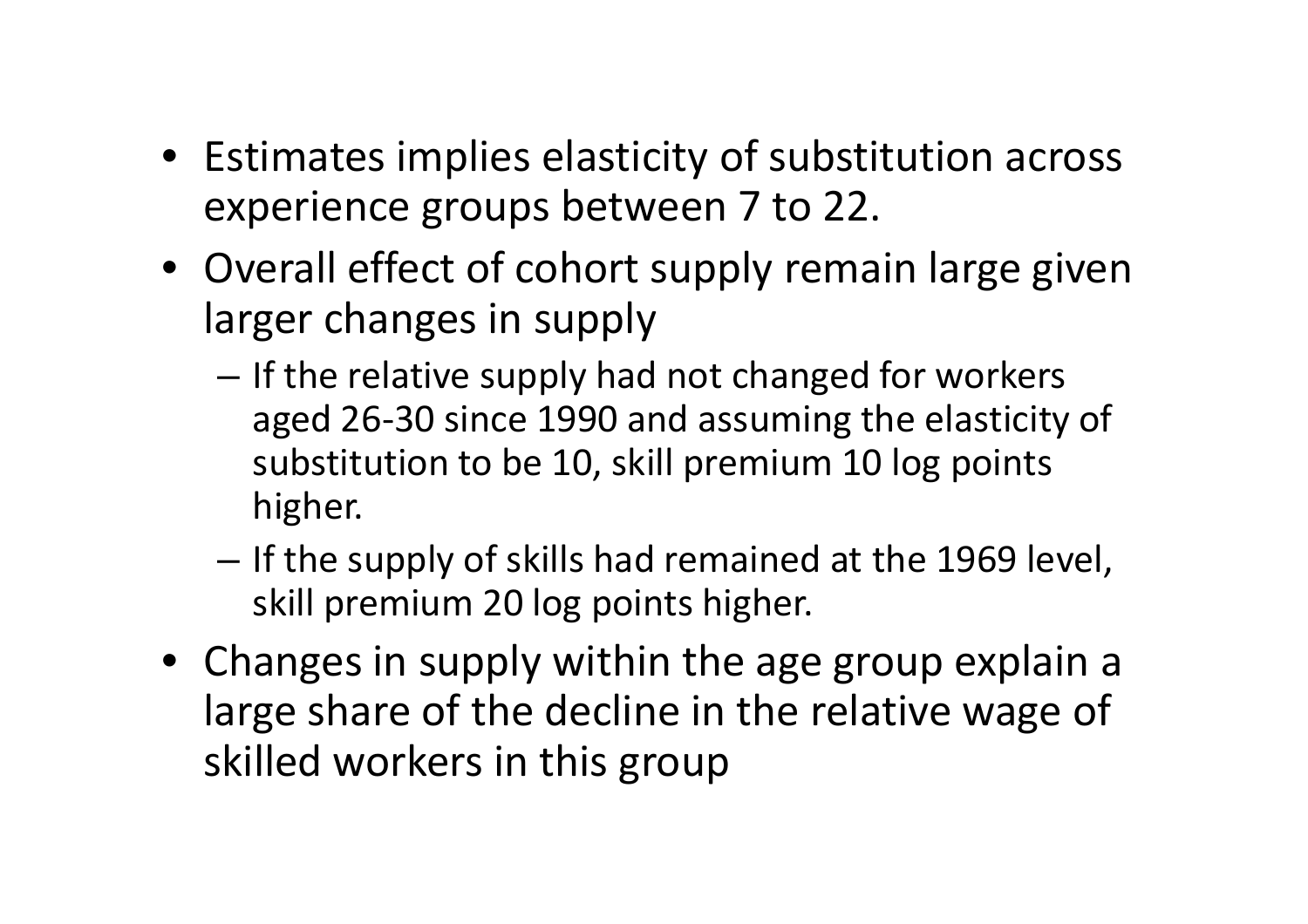- Estimates implies elasticity of substitution across experience groups between 7 to 22.
- Overall effect of cohort supply remain large given larger changes in supply
  - If the relative supply had not changed for workers aged 26-30 since 1990 and assuming the elasticity of substitution to be 10, skill premium 10 log points higher.
  - If the supply of skills had remained at the 1969 level, skill premium 20 log points higher.
- Changes in supply within the age group explain a large share of the decline in the relative wage of skilled workers in this group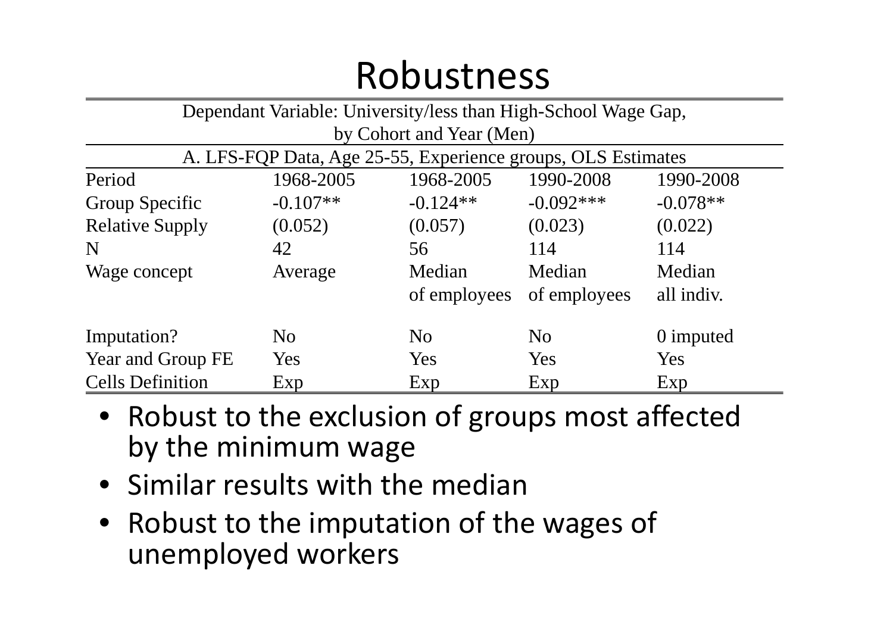# Robustness

| Dependant Variable: University/less than High-School Wage Gap, by Cohort and Year (Men) | | | | |
|---|---|---|---|---|
| A. LFS-FQP Data, Age 25-55, Experience groups, OLS Estimates | | | | |
| Period | 1968-2005 | 1968-2005 | 1990-2008 | 1990-2008 |
| Group Specific Relative Supply | -0.107** (0.052) | -0.124** (0.057) | -0.092*** (0.023) | -0.078** (0.022) |
| N | 42 | 56 | 114 | 114 |
| Wage concept | Average | Median of employees | Median of employees | Median all indiv. |
| Imputation? | No | No | No | 0 imputed |
| Year and Group FE | Yes | Yes | Yes | Yes |
| Cells Definition | Exp | Exp | Exp | Exp |

- Robust to the exclusion of groups most affected by the minimum wage
- Similar results with the median
- Robust to the imputation of the wages of unemployed workers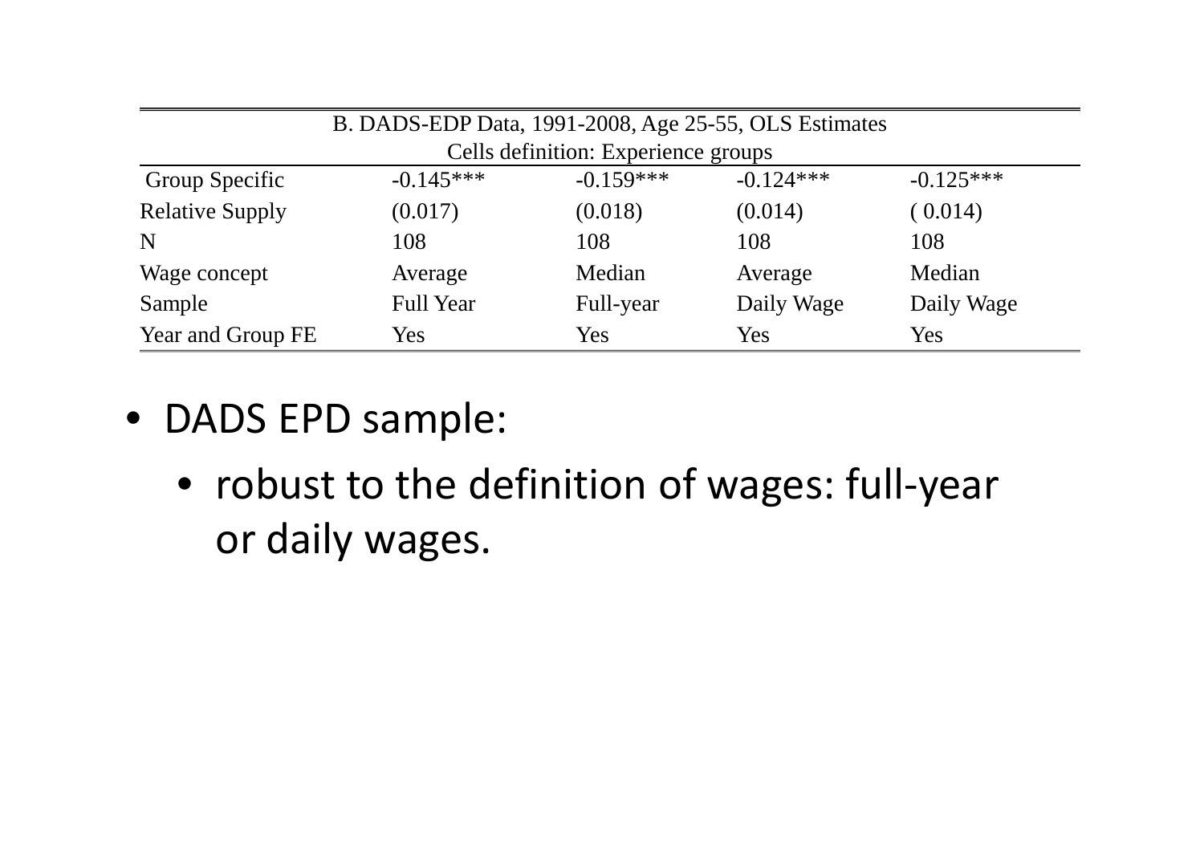| B. DADS-EDP Data, 1991-2008, Age 25-55, OLS Estimates | | | | |
|---|---|---|---|---|
| Cells definition: Experience groups | | | | |
| Group Specific | -0.145*** | -0.159*** | -0.124*** | -0.125*** |
| Relative Supply | (0.017) | (0.018) | (0.014) | ( 0.014) |
| N | 108 | 108 | 108 | 108 |
| Wage concept | Average | Median | Average | Median |
| Sample | Full Year | Full-year | Daily Wage | Daily Wage |
| Year and Group FE | Yes | Yes | Yes | Yes |

- DADS EPD sample:
  - robust to the definition of wages: full-year or daily wages.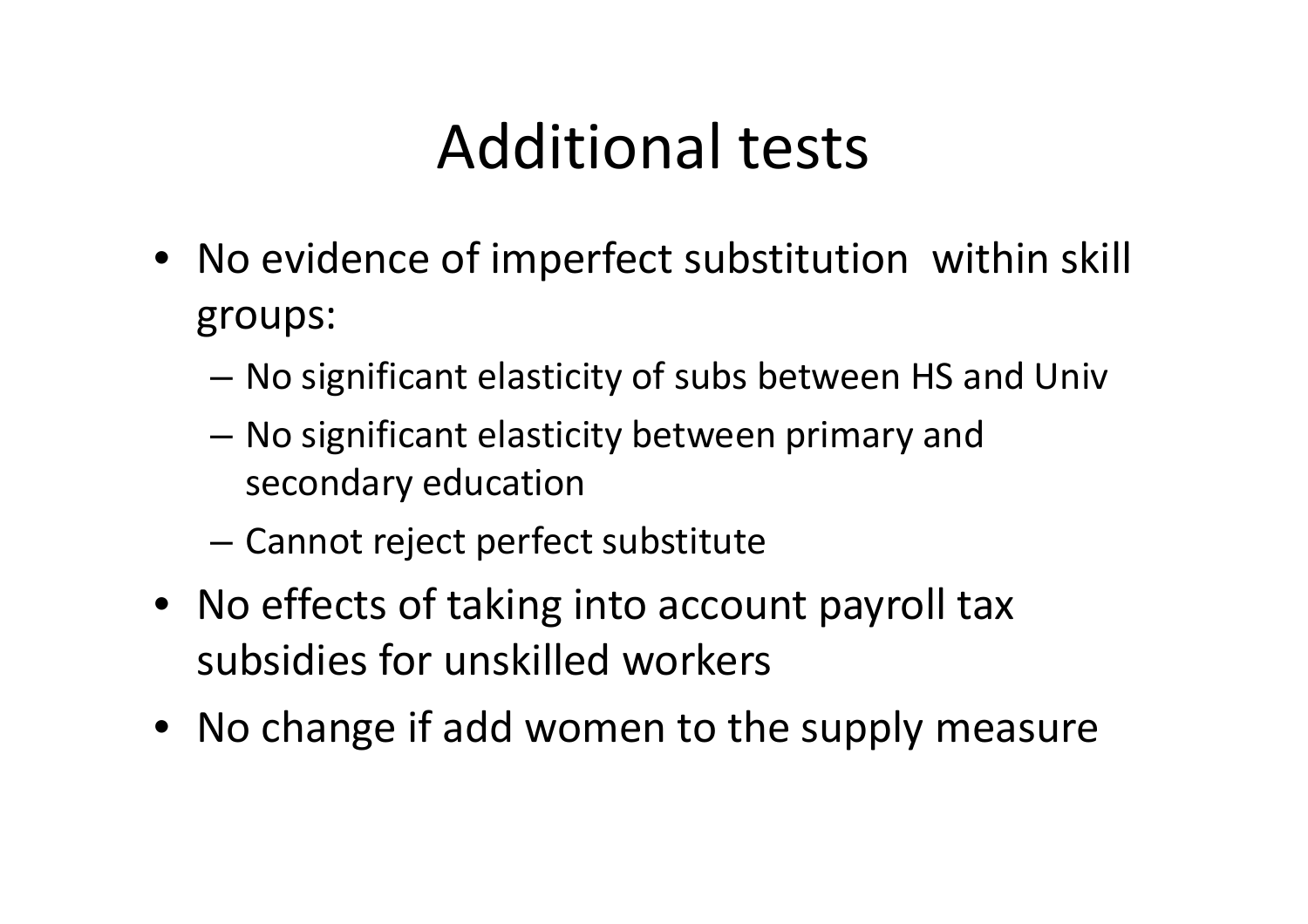# Additional tests

- No evidence of imperfect substitution within skill groups:
  - No significant elasticity of subs between HS and Univ
  - No significant elasticity between primary and secondary education
  - Cannot reject perfect substitute
- No effects of taking into account payroll tax subsidies for unskilled workers
- No change if add women to the supply measure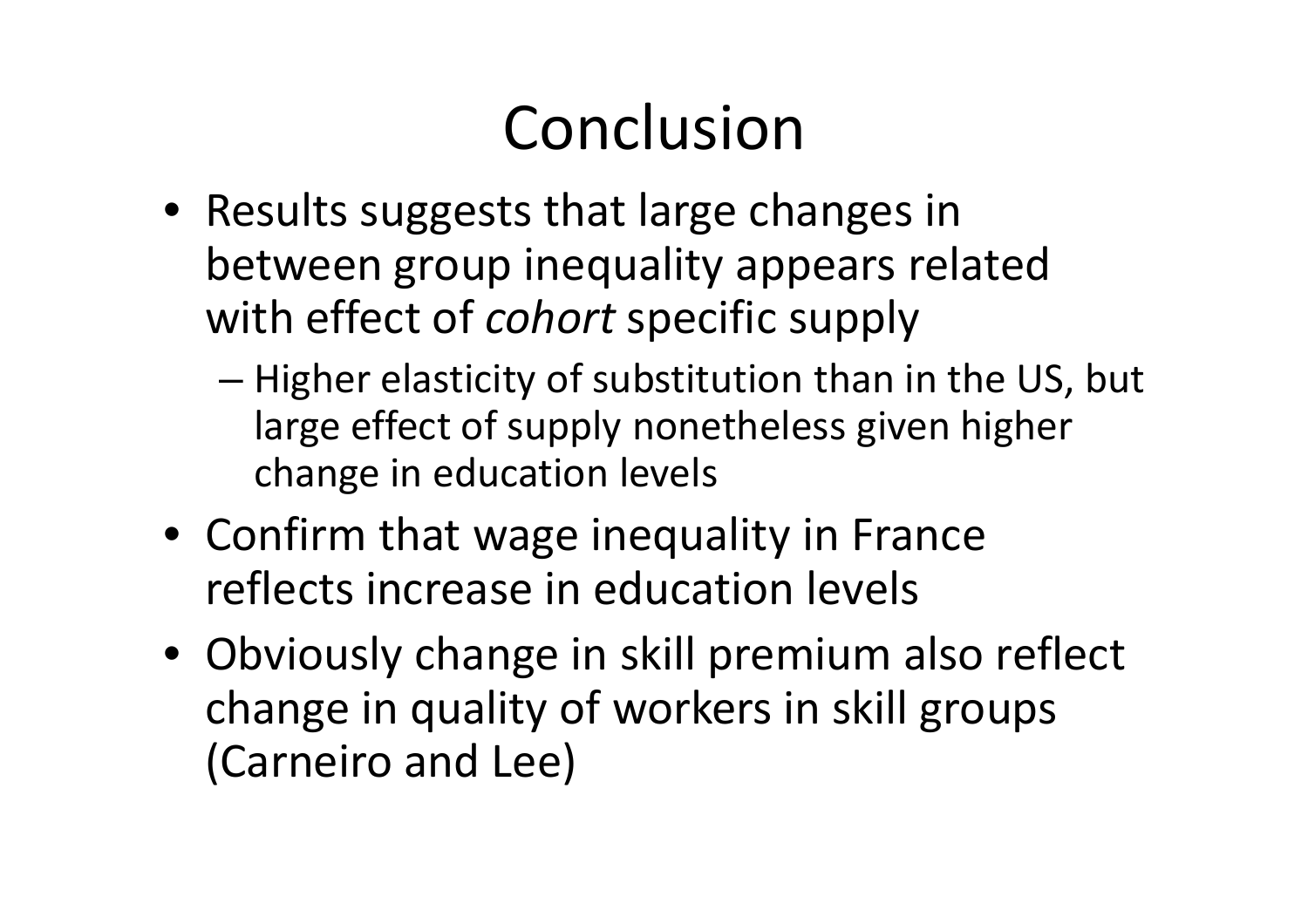# Conclusion

- Results suggests that large changes in between group inequality appears related with effect of *cohort* specific supply
  - Higher elasticity of substitution than in the US, but large effect of supply nonetheless given higher change in education levels
- Confirm that wage inequality in France reflects increase in education levels
- Obviously change in skill premium also reflect change in quality of workers in skill groups (Carneiro and Lee)